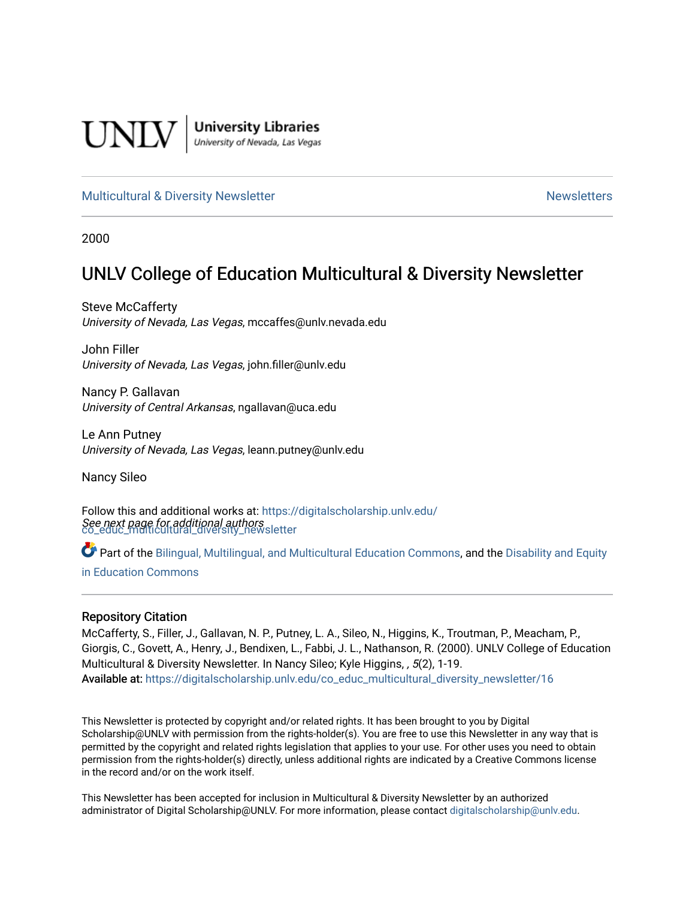UNLV | University Libraries
University of Nevada, Las Vegas

Multicultural & Diversity Newsletter | Newsletters

2000

# UNLV College of Education Multicultural & Diversity Newsletter

Steve McCafferty
*University of Nevada, Las Vegas*, mccaffes@unlv.nevada.edu

John Filler
*University of Nevada, Las Vegas*, john.filler@unlv.edu

Nancy P. Gallavan
*University of Central Arkansas*, ngallavan@uca.edu

Le Ann Putney
*University of Nevada, Las Vegas*, leann.putney@unlv.edu

Nancy Sileo

*See next page for additional authors*

Follow this and additional works at: https://digitalscholarship.unlv.edu/co_educ_multicultural_diversity_newsletter

Part of the Bilingual, Multilingual, and Multicultural Education Commons, and the Disability and Equity in Education Commons

## Repository Citation

McCafferty, S., Filler, J., Gallavan, N. P., Putney, L. A., Sileo, N., Higgins, K., Troutman, P., Meacham, P., Giorgis, C., Govett, A., Henry, J., Bendixen, L., Fabbi, J. L., Nathanson, R. (2000). UNLV College of Education Multicultural & Diversity Newsletter. In Nancy Sileo; Kyle Higgins, *, 5*(2), 1-19.
**Available at:** https://digitalscholarship.unlv.edu/co_educ_multicultural_diversity_newsletter/16

This Newsletter is protected by copyright and/or related rights. It has been brought to you by Digital Scholarship@UNLV with permission from the rights-holder(s). You are free to use this Newsletter in any way that is permitted by the copyright and related rights legislation that applies to your use. For other uses you need to obtain permission from the rights-holder(s) directly, unless additional rights are indicated by a Creative Commons license in the record and/or on the work itself.

This Newsletter has been accepted for inclusion in Multicultural & Diversity Newsletter by an authorized administrator of Digital Scholarship@UNLV. For more information, please contact digitalscholarship@unlv.edu.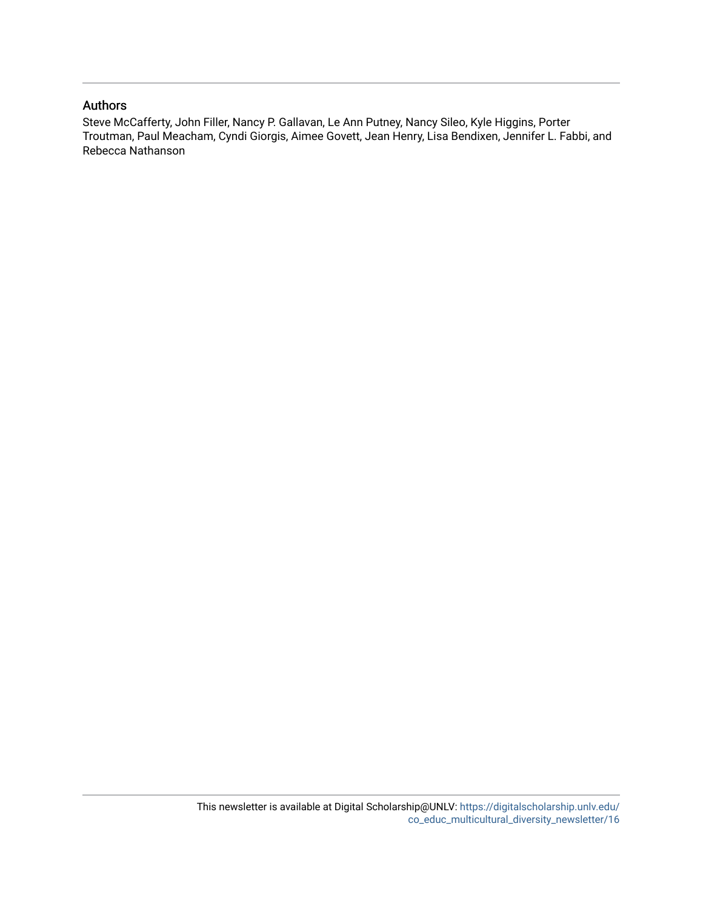## Authors

Steve McCafferty, John Filler, Nancy P. Gallavan, Le Ann Putney, Nancy Sileo, Kyle Higgins, Porter Troutman, Paul Meacham, Cyndi Giorgis, Aimee Govett, Jean Henry, Lisa Bendixen, Jennifer L. Fabbi, and Rebecca Nathanson

This newsletter is available at Digital Scholarship@UNLV: https://digitalscholarship.unlv.edu/co_educ_multicultural_diversity_newsletter/16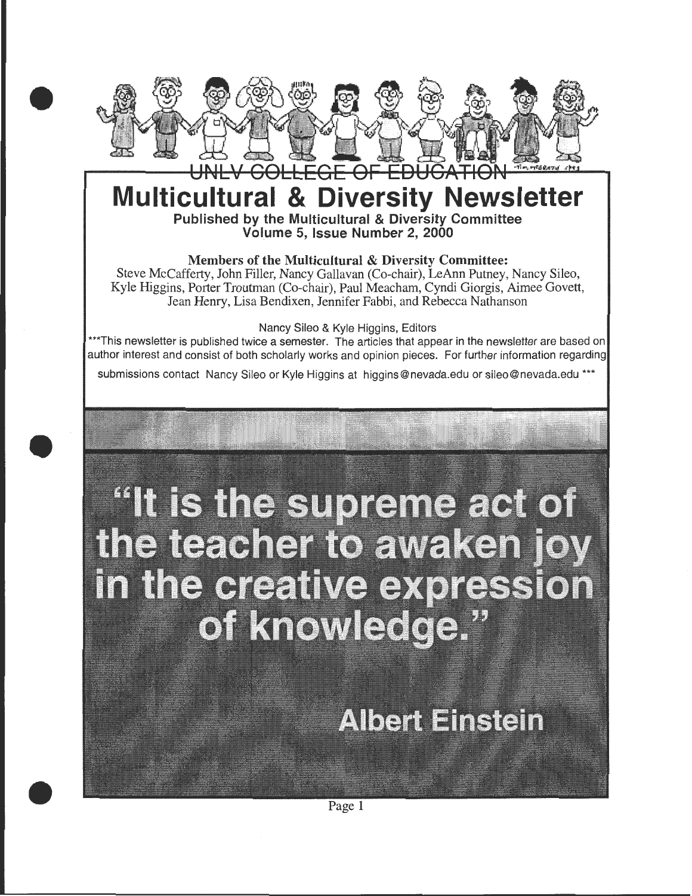UNLV COLLEGE OF EDUCATION

# Multicultural & Diversity Newsletter

**Published by the Multicultural & Diversity Committee**
**Volume 5, Issue Number 2, 2000**

**Members of the Multicultural & Diversity Committee:**
Steve McCafferty, John Filler, Nancy Gallavan (Co-chair), LeAnn Putney, Nancy Sileo, Kyle Higgins, Porter Troutman (Co-chair), Paul Meacham, Cyndi Giorgis, Aimee Govett, Jean Henry, Lisa Bendixen, Jennifer Fabbi, and Rebecca Nathanson

Nancy Sileo & Kyle Higgins, Editors

***This newsletter is published twice a semester. The articles that appear in the newsletter are based on author interest and consist of both scholarly works and opinion pieces. For further information regarding submissions contact Nancy Sileo or Kyle Higgins at higgins@nevada.edu or sileo@nevada.edu ***

## "It is the supreme act of the teacher to awaken joy in the creative expression of knowledge."

**Albert Einstein**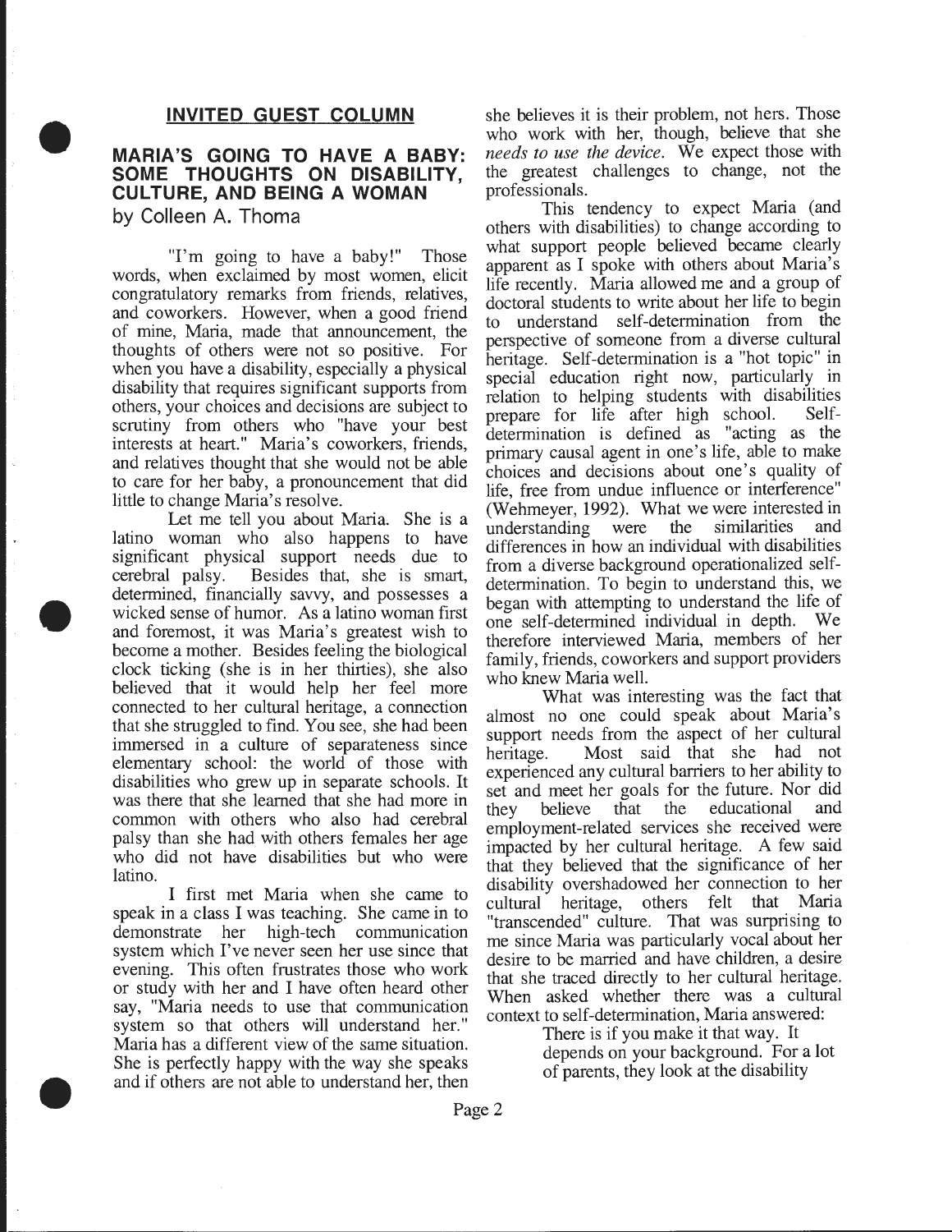## INVITED GUEST COLUMN

### MARIA'S GOING TO HAVE A BABY: SOME THOUGHTS ON DISABILITY, CULTURE, AND BEING A WOMAN

by Colleen A. Thoma

"I'm going to have a baby!" Those words, when exclaimed by most women, elicit congratulatory remarks from friends, relatives, and coworkers. However, when a good friend of mine, Maria, made that announcement, the thoughts of others were not so positive. For when you have a disability, especially a physical disability that requires significant supports from others, your choices and decisions are subject to scrutiny from others who "have your best interests at heart." Maria's coworkers, friends, and relatives thought that she would not be able to care for her baby, a pronouncement that did little to change Maria's resolve.

Let me tell you about Maria. She is a latino woman who also happens to have significant physical support needs due to cerebral palsy. Besides that, she is smart, determined, financially savvy, and possesses a wicked sense of humor. As a latino woman first and foremost, it was Maria's greatest wish to become a mother. Besides feeling the biological clock ticking (she is in her thirties), she also believed that it would help her feel more connected to her cultural heritage, a connection that she struggled to find. You see, she had been immersed in a culture of separateness since elementary school: the world of those with disabilities who grew up in separate schools. It was there that she learned that she had more in common with others who also had cerebral palsy than she had with others females her age who did not have disabilities but who were latino.

I first met Maria when she came to speak in a class I was teaching. She came in to demonstrate her high-tech communication system which I've never seen her use since that evening. This often frustrates those who work or study with her and I have often heard other say, "Maria needs to use that communication system so that others will understand her." Maria has a different view of the same situation. She is perfectly happy with the way she speaks and if others are not able to understand her, then she believes it is their problem, not hers. Those who work with her, though, believe that she *needs to use the device.* We expect those with the greatest challenges to change, not the professionals.

This tendency to expect Maria (and others with disabilities) to change according to what support people believed became clearly apparent as I spoke with others about Maria's life recently. Maria allowed me and a group of doctoral students to write about her life to begin to understand self-determination from the perspective of someone from a diverse cultural heritage. Self-determination is a "hot topic" in special education right now, particularly in relation to helping students with disabilities prepare for life after high school. Self-determination is defined as "acting as the primary causal agent in one's life, able to make choices and decisions about one's quality of life, free from undue influence or interference" (Wehmeyer, 1992). What we were interested in understanding were the similarities and differences in how an individual with disabilities from a diverse background operationalized self-determination. To begin to understand this, we began with attempting to understand the life of one self-determined individual in depth. We therefore interviewed Maria, members of her family, friends, coworkers and support providers who knew Maria well.

What was interesting was the fact that almost no one could speak about Maria's support needs from the aspect of her cultural heritage. Most said that she had not experienced any cultural barriers to her ability to set and meet her goals for the future. Nor did they believe that the educational and employment-related services she received were impacted by her cultural heritage. A few said that they believed that the significance of her disability overshadowed her connection to her cultural heritage, others felt that Maria "transcended" culture. That was surprising to me since Maria was particularly vocal about her desire to be married and have children, a desire that she traced directly to her cultural heritage. When asked whether there was a cultural context to self-determination, Maria answered:

> There is if you make it that way. It depends on your background. For a lot of parents, they look at the disability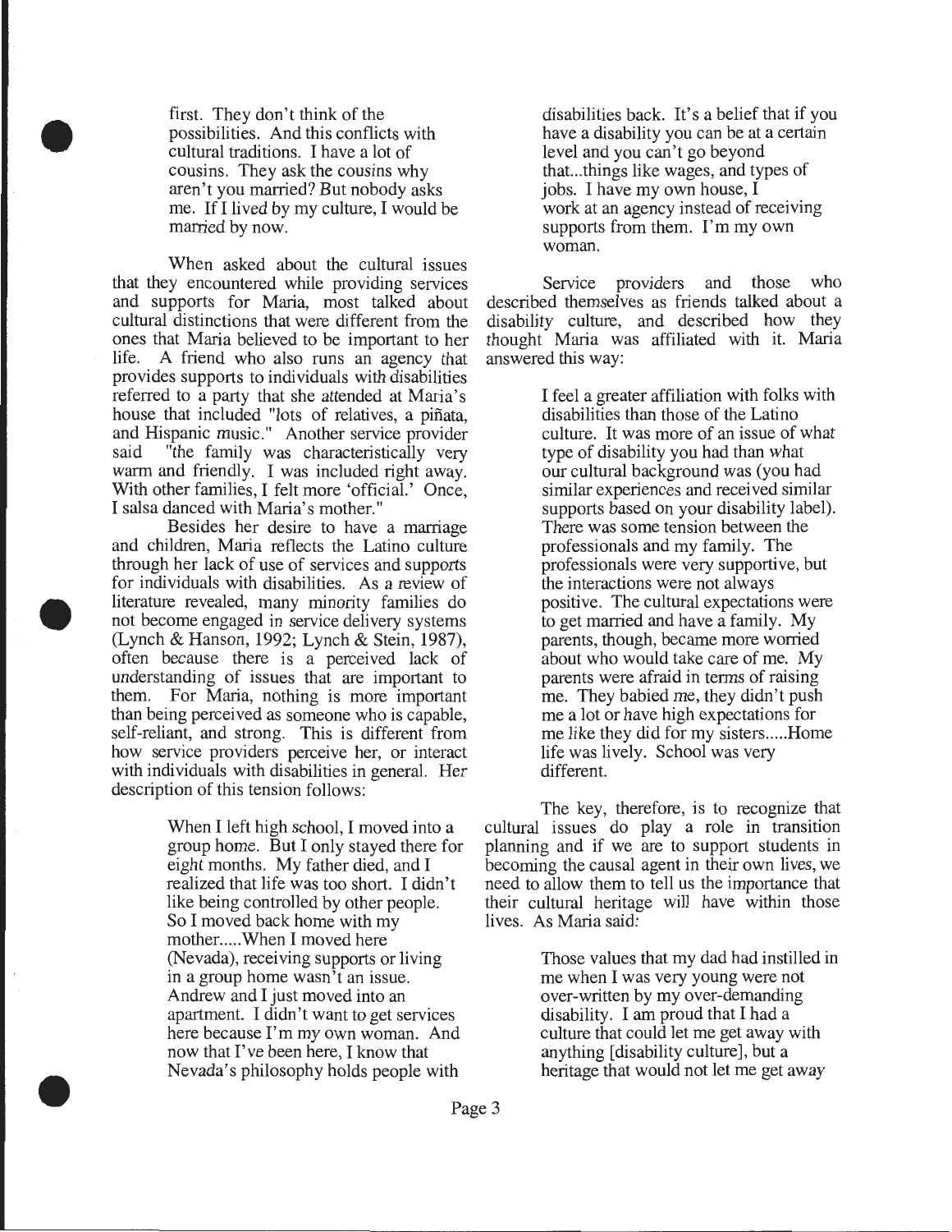> first. They don't think of the possibilities. And this conflicts with cultural traditions. I have a lot of cousins. They ask the cousins why aren't you married? But nobody asks me. If I lived by my culture, I would be married by now.

When asked about the cultural issues that they encountered while providing services and supports for Maria, most talked about cultural distinctions that were different from the ones that Maria believed to be important to her life. A friend who also runs an agency that provides supports to individuals with disabilities referred to a party that she attended at Maria's house that included "lots of relatives, a piñata, and Hispanic music." Another service provider said "the family was characteristically very warm and friendly. I was included right away. With other families, I felt more 'official.' Once, I salsa danced with Maria's mother."

Besides her desire to have a marriage and children, Maria reflects the Latino culture through her lack of use of services and supports for individuals with disabilities. As a review of literature revealed, many minority families do not become engaged in service delivery systems (Lynch & Hanson, 1992; Lynch & Stein, 1987), often because there is a perceived lack of understanding of issues that are important to them. For Maria, nothing is more important than being perceived as someone who is capable, self-reliant, and strong. This is different from how service providers perceive her, or interact with individuals with disabilities in general. Her description of this tension follows:

> When I left high school, I moved into a group home. But I only stayed there for eight months. My father died, and I realized that life was too short. I didn't like being controlled by other people. So I moved back home with my mother.....When I moved here (Nevada), receiving supports or living in a group home wasn't an issue. Andrew and I just moved into an apartment. I didn't want to get services here because I'm my own woman. And now that I've been here, I know that Nevada's philosophy holds people with disabilities back. It's a belief that if you have a disability you can be at a certain level and you can't go beyond that...things like wages, and types of jobs. I have my own house, I work at an agency instead of receiving supports from them. I'm my own woman.

Service providers and those who described themselves as friends talked about a disability culture, and described how they thought Maria was affiliated with it. Maria answered this way:

> I feel a greater affiliation with folks with disabilities than those of the Latino culture. It was more of an issue of what type of disability you had than what our cultural background was (you had similar experiences and received similar supports based on your disability label). There was some tension between the professionals and my family. The professionals were very supportive, but the interactions were not always positive. The cultural expectations were to get married and have a family. My parents, though, became more worried about who would take care of me. My parents were afraid in terms of raising me. They babied me, they didn't push me a lot or have high expectations for me like they did for my sisters.....Home life was lively. School was very different.

The key, therefore, is to recognize that cultural issues do play a role in transition planning and if we are to support students in becoming the causal agent in their own lives, we need to allow them to tell us the importance that their cultural heritage will have within those lives. As Maria said:

> Those values that my dad had instilled in me when I was very young were not over-written by my over-demanding disability. I am proud that I had a culture that could let me get away with anything [disability culture], but a heritage that would not let me get away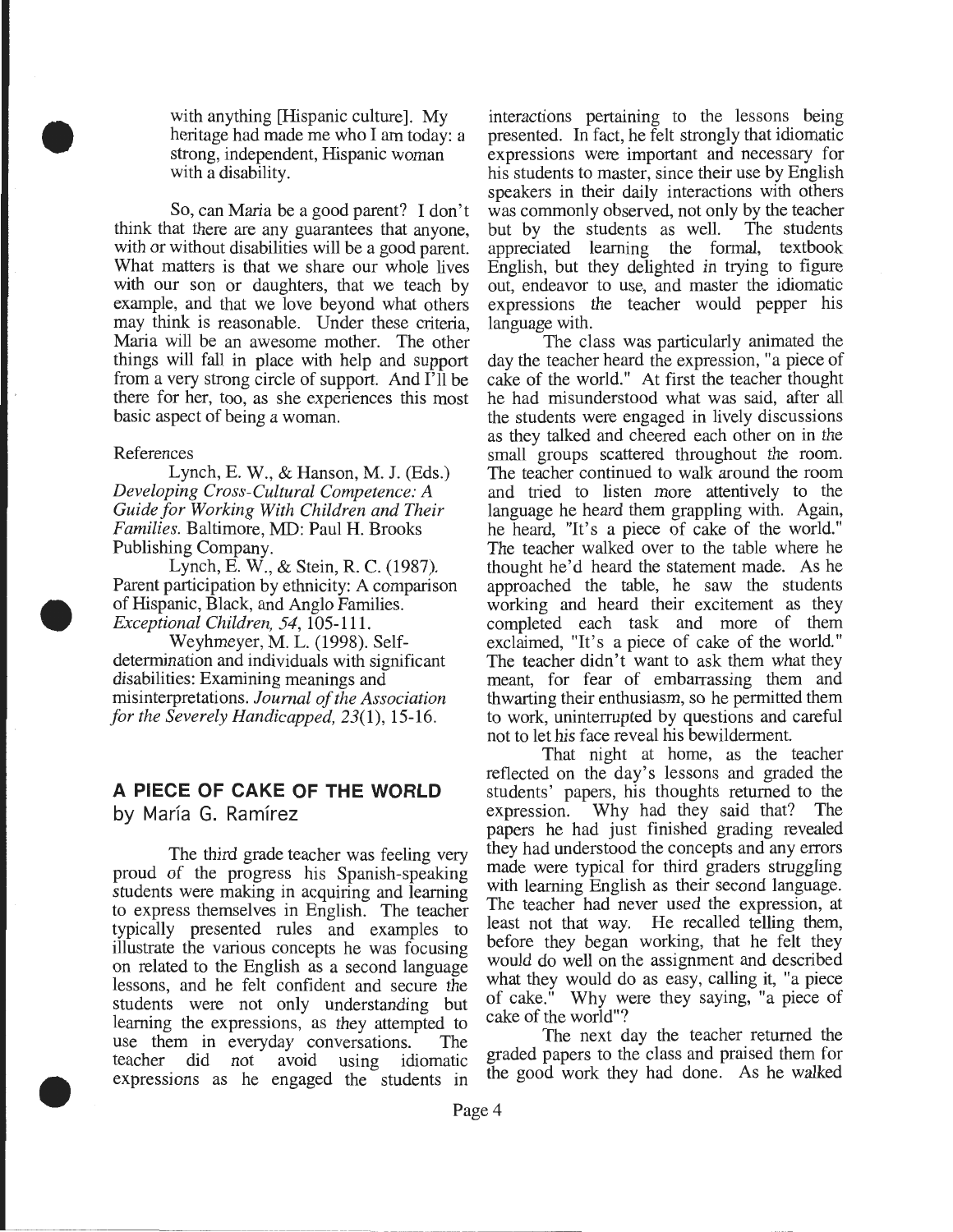with anything [Hispanic culture]. My heritage had made me who I am today: a strong, independent, Hispanic woman with a disability.

So, can Maria be a good parent? I don't think that there are any guarantees that anyone, with or without disabilities will be a good parent. What matters is that we share our whole lives with our son or daughters, that we teach by example, and that we love beyond what others may think is reasonable. Under these criteria, Maria will be an awesome mother. The other things will fall in place with help and support from a very strong circle of support. And I'll be there for her, too, as she experiences this most basic aspect of being a woman.

References

Lynch, E. W., & Hanson, M. J. (Eds.) *Developing Cross-Cultural Competence: A Guide for Working With Children and Their Families.* Baltimore, MD: Paul H. Brooks Publishing Company.

Lynch, E. W., & Stein, R. C. (1987). Parent participation by ethnicity: A comparison of Hispanic, Black, and Anglo Families. *Exceptional Children, 54*, 105-111.

Weyhmeyer, M. L. (1998). Self-determination and individuals with significant disabilities: Examining meanings and misinterpretations. *Journal of the Association for the Severely Handicapped, 23*(1), 15-16.

## A PIECE OF CAKE OF THE WORLD

by María G. Ramírez

The third grade teacher was feeling very proud of the progress his Spanish-speaking students were making in acquiring and learning to express themselves in English. The teacher typically presented rules and examples to illustrate the various concepts he was focusing on related to the English as a second language lessons, and he felt confident and secure the students were not only understanding but learning the expressions, as they attempted to use them in everyday conversations. The teacher did not avoid using idiomatic expressions as he engaged the students in interactions pertaining to the lessons being presented. In fact, he felt strongly that idiomatic expressions were important and necessary for his students to master, since their use by English speakers in their daily interactions with others was commonly observed, not only by the teacher but by the students as well. The students appreciated learning the formal, textbook English, but they delighted in trying to figure out, endeavor to use, and master the idiomatic expressions the teacher would pepper his language with.

The class was particularly animated the day the teacher heard the expression, "a piece of cake of the world." At first the teacher thought he had misunderstood what was said, after all the students were engaged in lively discussions as they talked and cheered each other on in the small groups scattered throughout the room. The teacher continued to walk around the room and tried to listen more attentively to the language he heard them grappling with. Again, he heard, "It's a piece of cake of the world." The teacher walked over to the table where he thought he'd heard the statement made. As he approached the table, he saw the students working and heard their excitement as they completed each task and more of them exclaimed, "It's a piece of cake of the world." The teacher didn't want to ask them what they meant, for fear of embarrassing them and thwarting their enthusiasm, so he permitted them to work, uninterrupted by questions and careful not to let his face reveal his bewilderment.

That night at home, as the teacher reflected on the day's lessons and graded the students' papers, his thoughts returned to the expression. Why had they said that? The papers he had just finished grading revealed they had understood the concepts and any errors made were typical for third graders struggling with learning English as their second language. The teacher had never used the expression, at least not that way. He recalled telling them, before they began working, that he felt they would do well on the assignment and described what they would do as easy, calling it, "a piece of cake." Why were they saying, "a piece of cake of the world"?

The next day the teacher returned the graded papers to the class and praised them for the good work they had done. As he walked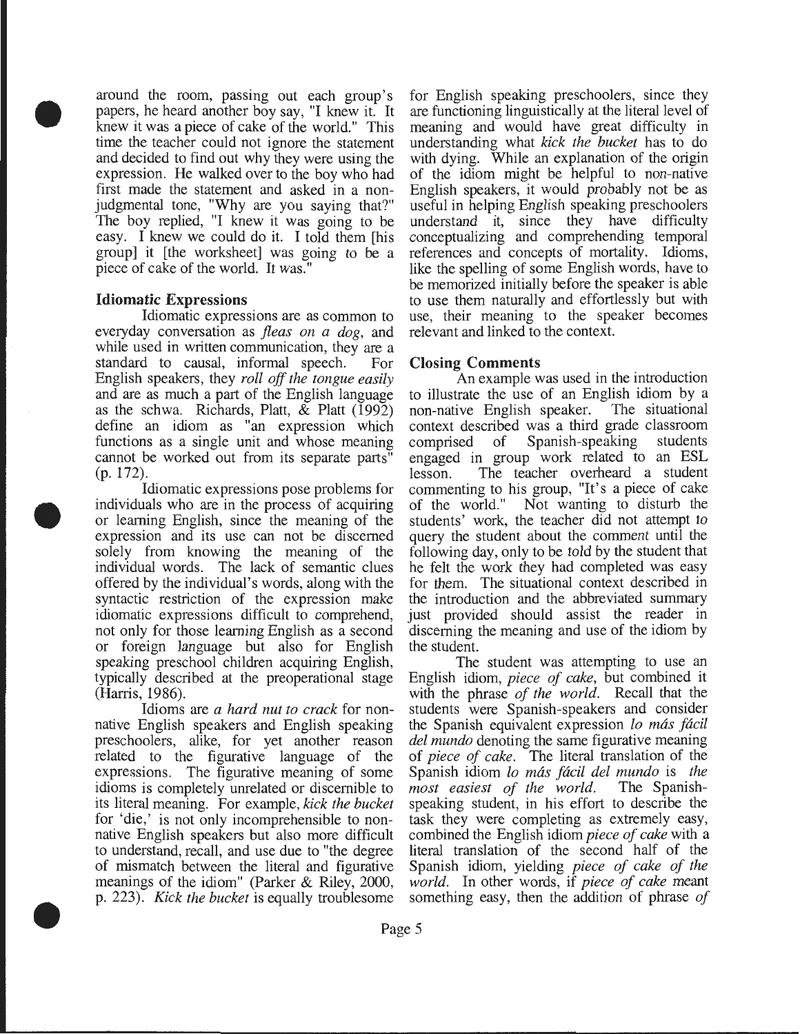around the room, passing out each group's papers, he heard another boy say, "I knew it. It knew it was a piece of cake of the world." This time the teacher could not ignore the statement and decided to find out why they were using the expression. He walked over to the boy who had first made the statement and asked in a non-judgmental tone, "Why are you saying that?" The boy replied, "I knew it was going to be easy. I knew we could do it. I told them [his group] it [the worksheet] was going to be a piece of cake of the world. It was."

### Idiomatic Expressions

Idiomatic expressions are as common to everyday conversation as *fleas on a dog*, and while used in written communication, they are a standard to causal, informal speech. For English speakers, they *roll off the tongue easily* and are as much a part of the English language as the schwa. Richards, Platt, & Platt (1992) define an idiom as "an expression which functions as a single unit and whose meaning cannot be worked out from its separate parts" (p. 172).

Idiomatic expressions pose problems for individuals who are in the process of acquiring or learning English, since the meaning of the expression and its use can not be discerned solely from knowing the meaning of the individual words. The lack of semantic clues offered by the individual's words, along with the syntactic restriction of the expression make idiomatic expressions difficult to comprehend, not only for those learning English as a second or foreign language but also for English speaking preschool children acquiring English, typically described at the preoperational stage (Harris, 1986).

Idioms are *a hard nut to crack* for non-native English speakers and English speaking preschoolers, alike, for yet another reason related to the figurative language of the expressions. The figurative meaning of some idioms is completely unrelated or discernible to its literal meaning. For example, *kick the bucket* for 'die,' is not only incomprehensible to non-native English speakers but also more difficult to understand, recall, and use due to "the degree of mismatch between the literal and figurative meanings of the idiom" (Parker & Riley, 2000, p. 223). *Kick the bucket* is equally troublesome for English speaking preschoolers, since they are functioning linguistically at the literal level of meaning and would have great difficulty in understanding what *kick the bucket* has to do with dying. While an explanation of the origin of the idiom might be helpful to non-native English speakers, it would probably not be as useful in helping English speaking preschoolers understand it, since they have difficulty conceptualizing and comprehending temporal references and concepts of mortality. Idioms, like the spelling of some English words, have to be memorized initially before the speaker is able to use them naturally and effortlessly but with use, their meaning to the speaker becomes relevant and linked to the context.

### Closing Comments

An example was used in the introduction to illustrate the use of an English idiom by a non-native English speaker. The situational context described was a third grade classroom comprised of Spanish-speaking students engaged in group work related to an ESL lesson. The teacher overheard a student commenting to his group, "It's a piece of cake of the world." Not wanting to disturb the students' work, the teacher did not attempt to query the student about the comment until the following day, only to be told by the student that he felt the work they had completed was easy for them. The situational context described in the introduction and the abbreviated summary just provided should assist the reader in discerning the meaning and use of the idiom by the student.

The student was attempting to use an English idiom, *piece of cake*, but combined it with the phrase *of the world*. Recall that the students were Spanish-speakers and consider the Spanish equivalent expression *lo más fácil del mundo* denoting the same figurative meaning of *piece of cake*. The literal translation of the Spanish idiom *lo más fácil del mundo* is *the most easiest of the world*. The Spanish-speaking student, in his effort to describe the task they were completing as extremely easy, combined the English idiom *piece of cake* with a literal translation of the second half of the Spanish idiom, yielding *piece of cake of the world*. In other words, if *piece of cake* meant something easy, then the addition of phrase *of*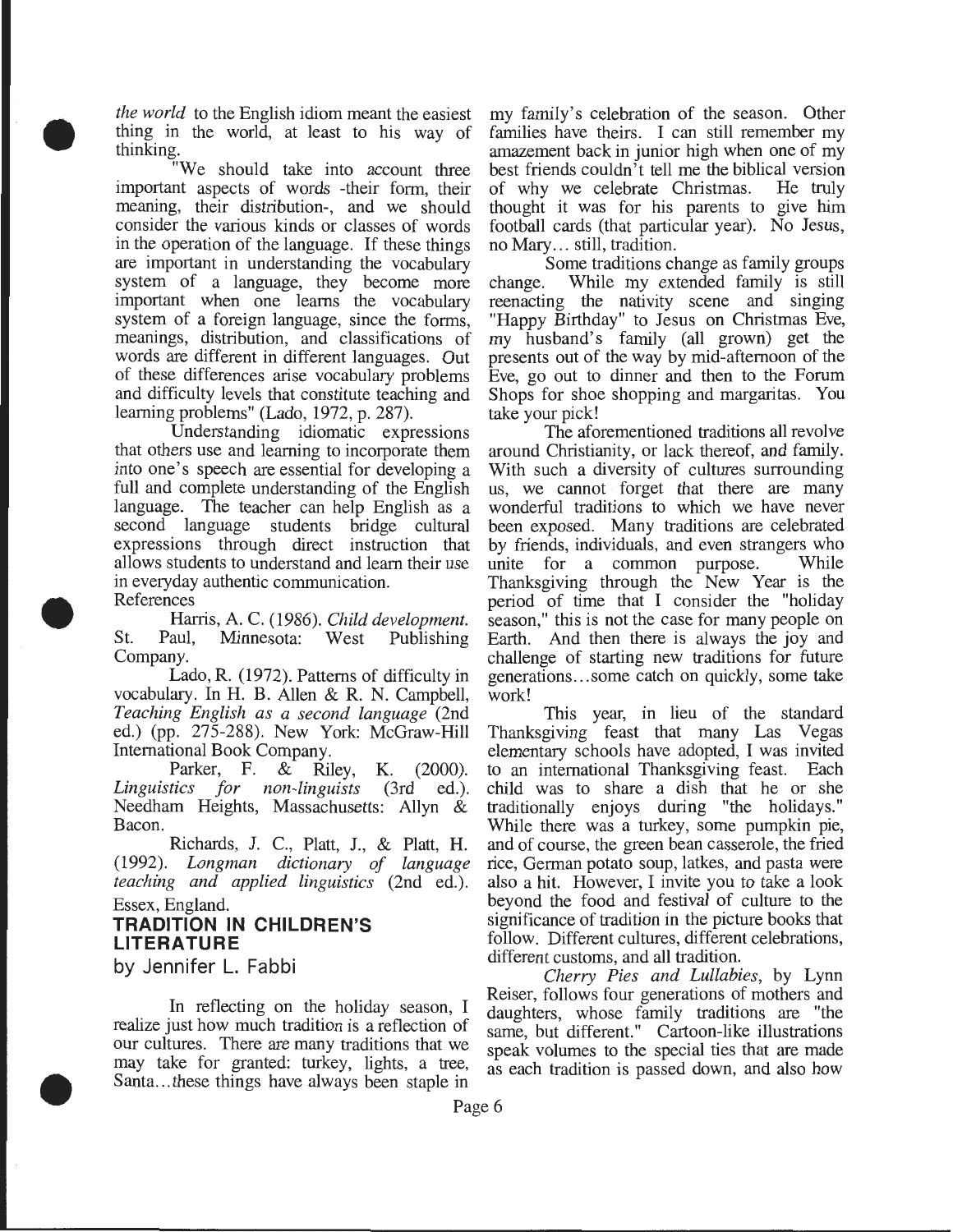*the world* to the English idiom meant the easiest thing in the world, at least to his way of thinking.

"We should take into account three important aspects of words -their form, their meaning, their distribution-, and we should consider the various kinds or classes of words in the operation of the language. If these things are important in understanding the vocabulary system of a language, they become more important when one learns the vocabulary system of a foreign language, since the forms, meanings, distribution, and classifications of words are different in different languages. Out of these differences arise vocabulary problems and difficulty levels that constitute teaching and learning problems" (Lado, 1972, p. 287).

Understanding idiomatic expressions that others use and learning to incorporate them into one's speech are essential for developing a full and complete understanding of the English language. The teacher can help English as a second language students bridge cultural expressions through direct instruction that allows students to understand and learn their use in everyday authentic communication.

References

Harris, A. C. (1986). *Child development.* St. Paul, Minnesota: West Publishing Company.

Lado, R. (1972). Patterns of difficulty in vocabulary. In H. B. Allen & R. N. Campbell, *Teaching English as a second language* (2nd ed.) (pp. 275-288). New York: McGraw-Hill International Book Company.

Parker, F. & Riley, K. (2000). *Linguistics for non-linguists* (3rd ed.). Needham Heights, Massachusetts: Allyn & Bacon.

Richards, J. C., Platt, J., & Platt, H. (1992). *Longman dictionary of language teaching and applied linguistics* (2nd ed.). Essex, England.

## TRADITION IN CHILDREN'S LITERATURE

by Jennifer L. Fabbi

In reflecting on the holiday season, I realize just how much tradition is a reflection of our cultures. There are many traditions that we may take for granted: turkey, lights, a tree, Santa...these things have always been staple in my family's celebration of the season. Other families have theirs. I can still remember my amazement back in junior high when one of my best friends couldn't tell me the biblical version of why we celebrate Christmas. He truly thought it was for his parents to give him football cards (that particular year). No Jesus, no Mary... still, tradition.

Some traditions change as family groups change. While my extended family is still reenacting the nativity scene and singing "Happy Birthday" to Jesus on Christmas Eve, my husband's family (all grown) get the presents out of the way by mid-afternoon of the Eve, go out to dinner and then to the Forum Shops for shoe shopping and margaritas. You take your pick!

The aforementioned traditions all revolve around Christianity, or lack thereof, and family. With such a diversity of cultures surrounding us, we cannot forget that there are many wonderful traditions to which we have never been exposed. Many traditions are celebrated by friends, individuals, and even strangers who unite for a common purpose. While Thanksgiving through the New Year is the period of time that I consider the "holiday season," this is not the case for many people on Earth. And then there is always the joy and challenge of starting new traditions for future generations...some catch on quickly, some take work!

This year, in lieu of the standard Thanksgiving feast that many Las Vegas elementary schools have adopted, I was invited to an international Thanksgiving feast. Each child was to share a dish that he or she traditionally enjoys during "the holidays." While there was a turkey, some pumpkin pie, and of course, the green bean casserole, the fried rice, German potato soup, latkes, and pasta were also a hit. However, I invite you to take a look beyond the food and festival of culture to the significance of tradition in the picture books that follow. Different cultures, different celebrations, different customs, and all tradition.

*Cherry Pies and Lullabies*, by Lynn Reiser, follows four generations of mothers and daughters, whose family traditions are "the same, but different." Cartoon-like illustrations speak volumes to the special ties that are made as each tradition is passed down, and also how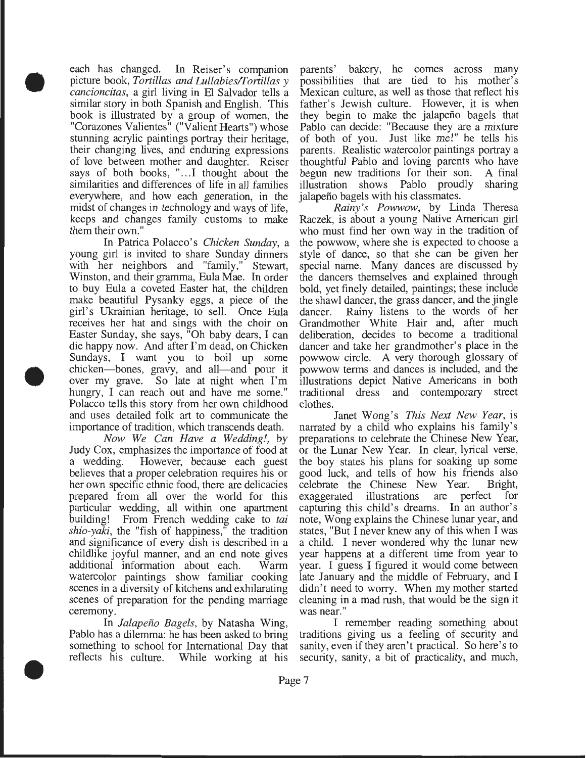each has changed. In Reiser's companion picture book, *Tortillas and Lullabies/Tortillas y cancioncitas*, a girl living in El Salvador tells a similar story in both Spanish and English. This book is illustrated by a group of women, the "Corazones Valientes" ("Valient Hearts") whose stunning acrylic paintings portray their heritage, their changing lives, and enduring expressions of love between mother and daughter. Reiser says of both books, "...I thought about the similarities and differences of life in all families everywhere, and how each generation, in the midst of changes in technology and ways of life, keeps and changes family customs to make them their own."

In Patrica Polacco's *Chicken Sunday*, a young girl is invited to share Sunday dinners with her neighbors and "family," Stewart, Winston, and their gramma, Eula Mae. In order to buy Eula a coveted Easter hat, the children make beautiful Pysanky eggs, a piece of the girl's Ukrainian heritage, to sell. Once Eula receives her hat and sings with the choir on Easter Sunday, she says, "Oh baby dears, I can die happy now. And after I'm dead, on Chicken Sundays, I want you to boil up some chicken—bones, gravy, and all—and pour it over my grave. So late at night when I'm hungry, I can reach out and have me some." Polacco tells this story from her own childhood and uses detailed folk art to communicate the importance of tradition, which transcends death.

*Now We Can Have a Wedding!*, by Judy Cox, emphasizes the importance of food at a wedding. However, because each guest believes that a proper celebration requires his or her own specific ethnic food, there are delicacies prepared from all over the world for this particular wedding, all within one apartment building! From French wedding cake to *tai shio-yaki*, the "fish of happiness," the tradition and significance of every dish is described in a childlike joyful manner, and an end note gives additional information about each. Warm watercolor paintings show familiar cooking scenes in a diversity of kitchens and exhilarating scenes of preparation for the pending marriage ceremony.

In *Jalapeño Bagels*, by Natasha Wing, Pablo has a dilemma: he has been asked to bring something to school for International Day that reflects his culture. While working at his parents' bakery, he comes across many possibilities that are tied to his mother's Mexican culture, as well as those that reflect his father's Jewish culture. However, it is when they begin to make the jalapeño bagels that Pablo can decide: "Because they are a *mixture* of both of you. Just like *me!*" he tells his parents. Realistic watercolor paintings portray a thoughtful Pablo and loving parents who have begun new traditions for their son. A final illustration shows Pablo proudly sharing jalapeño bagels with his classmates.

*Rainy's Powwow*, by Linda Theresa Raczek, is about a young Native American girl who must find her own way in the tradition of the powwow, where she is expected to choose a style of dance, so that she can be given her special name. Many dances are discussed by the dancers themselves and explained through bold, yet finely detailed, paintings; these include the shawl dancer, the grass dancer, and the jingle dancer. Rainy listens to the words of her Grandmother White Hair and, after much deliberation, decides to become a traditional dancer and take her grandmother's place in the powwow circle. A very thorough glossary of powwow terms and dances is included, and the illustrations depict Native Americans in both traditional dress and contemporary street clothes.

Janet Wong's *This Next New Year*, is narrated by a child who explains his family's preparations to celebrate the Chinese New Year, or the Lunar New Year. In clear, lyrical verse, the boy states his plans for soaking up some good luck, and tells of how his friends also celebrate the Chinese New Year. Bright, exaggerated illustrations are perfect for capturing this child's dreams. In an author's note, Wong explains the Chinese lunar year, and states, "But I never knew any of this when I was a child. I never wondered why the lunar new year happens at a different time from year to year. I guess I figured it would come between late January and the middle of February, and I didn't need to worry. When my mother started cleaning in a mad rush, that would be the sign it was near."

I remember reading something about traditions giving us a feeling of security and sanity, even if they aren't practical. So here's to security, sanity, a bit of practicality, and much,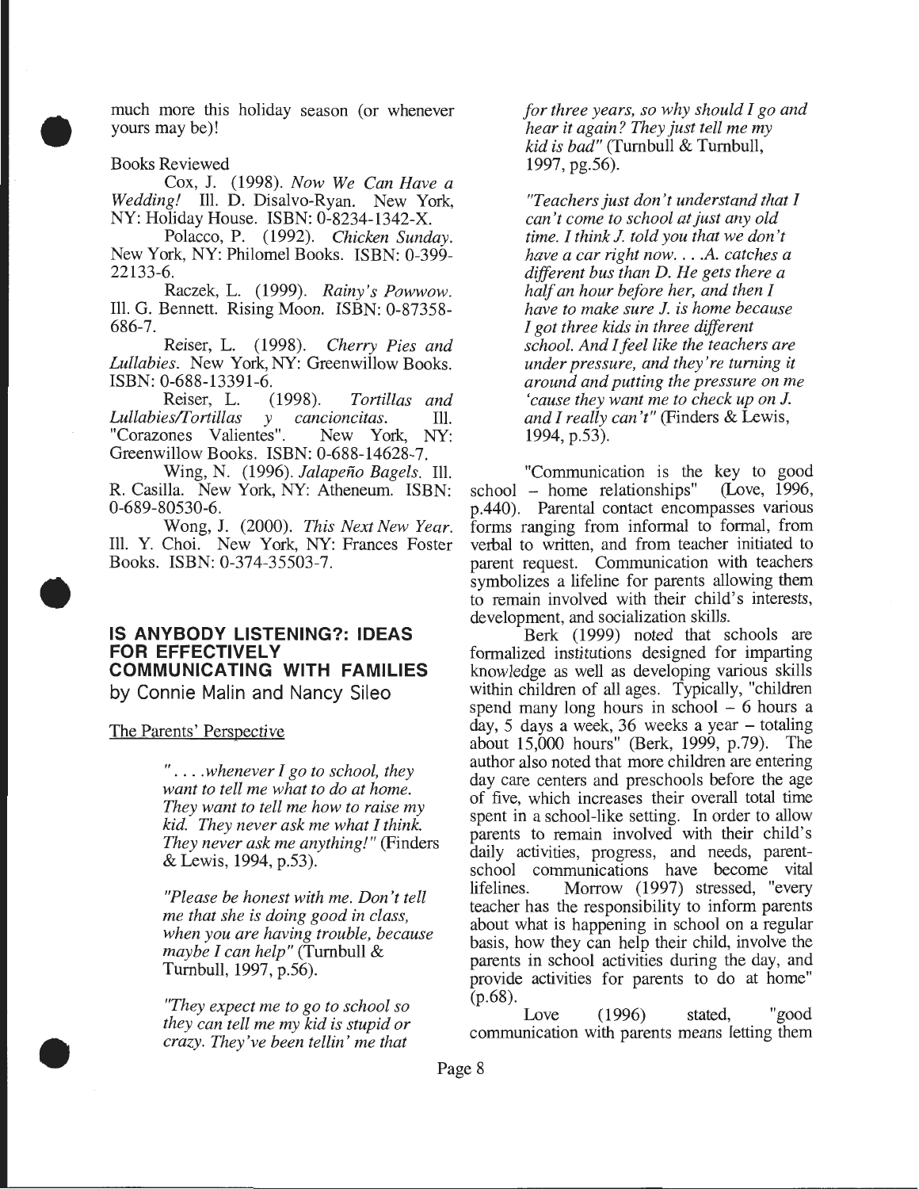much more this holiday season (or whenever yours may be)!

Books Reviewed

Cox, J. (1998). *Now We Can Have a Wedding!* Ill. D. Disalvo-Ryan. New York, NY: Holiday House. ISBN: 0-8234-1342-X.

Polacco, P. (1992). *Chicken Sunday*. New York, NY: Philomel Books. ISBN: 0-399-22133-6.

Raczek, L. (1999). *Rainy's Powwow*. Ill. G. Bennett. Rising Moon. ISBN: 0-87358-686-7.

Reiser, L. (1998). *Cherry Pies and Lullabies*. New York, NY: Greenwillow Books. ISBN: 0-688-13391-6.

Reiser, L. (1998). *Tortillas and Lullabies/Tortillas y cancioncitas*. Ill. "Corazones Valientes". New York, NY: Greenwillow Books. ISBN: 0-688-14628-7.

Wing, N. (1996). *Jalapeño Bagels*. Ill. R. Casilla. New York, NY: Atheneum. ISBN: 0-689-80530-6.

Wong, J. (2000). *This Next New Year*. Ill. Y. Choi. New York, NY: Frances Foster Books. ISBN: 0-374-35503-7.

## IS ANYBODY LISTENING?: IDEAS FOR EFFECTIVELY COMMUNICATING WITH FAMILIES

by Connie Malin and Nancy Sileo

The Parents' Perspective

> *". . . .whenever I go to school, they want to tell me what to do at home. They want to tell me how to raise my kid. They never ask me what I think. They never ask me anything!"* (Finders & Lewis, 1994, p.53).

> *"Please be honest with me. Don't tell me that she is doing good in class, when you are having trouble, because maybe I can help"* (Turnbull & Turnbull, 1997, p.56).

> *"They expect me to go to school so they can tell me my kid is stupid or crazy. They've been tellin' me that for three years, so why should I go and hear it again? They just tell me my kid is bad"* (Turnbull & Turnbull, 1997, pg.56).

> *"Teachers just don't understand that I can't come to school at just any old time. I think J. told you that we don't have a car right now. . . .A. catches a different bus than D. He gets there a half an hour before her, and then I have to make sure J. is home because I got three kids in three different school. And I feel like the teachers are under pressure, and they're turning it around and putting the pressure on me 'cause they want me to check up on J. and I really can't"* (Finders & Lewis, 1994, p.53).

"Communication is the key to good school – home relationships" (Love, 1996, p.440). Parental contact encompasses various forms ranging from informal to formal, from verbal to written, and from teacher initiated to parent request. Communication with teachers symbolizes a lifeline for parents allowing them to remain involved with their child's interests, development, and socialization skills.

Berk (1999) noted that schools are formalized institutions designed for imparting knowledge as well as developing various skills within children of all ages. Typically, "children spend many long hours in school – 6 hours a day, 5 days a week, 36 weeks a year – totaling about 15,000 hours" (Berk, 1999, p.79). The author also noted that more children are entering day care centers and preschools before the age of five, which increases their overall total time spent in a school-like setting. In order to allow parents to remain involved with their child's daily activities, progress, and needs, parent-school communications have become vital lifelines. Morrow (1997) stressed, "every teacher has the responsibility to inform parents about what is happening in school on a regular basis, how they can help their child, involve the parents in school activities during the day, and provide activities for parents to do at home" (p.68).

Love (1996) stated, "good communication with parents means letting them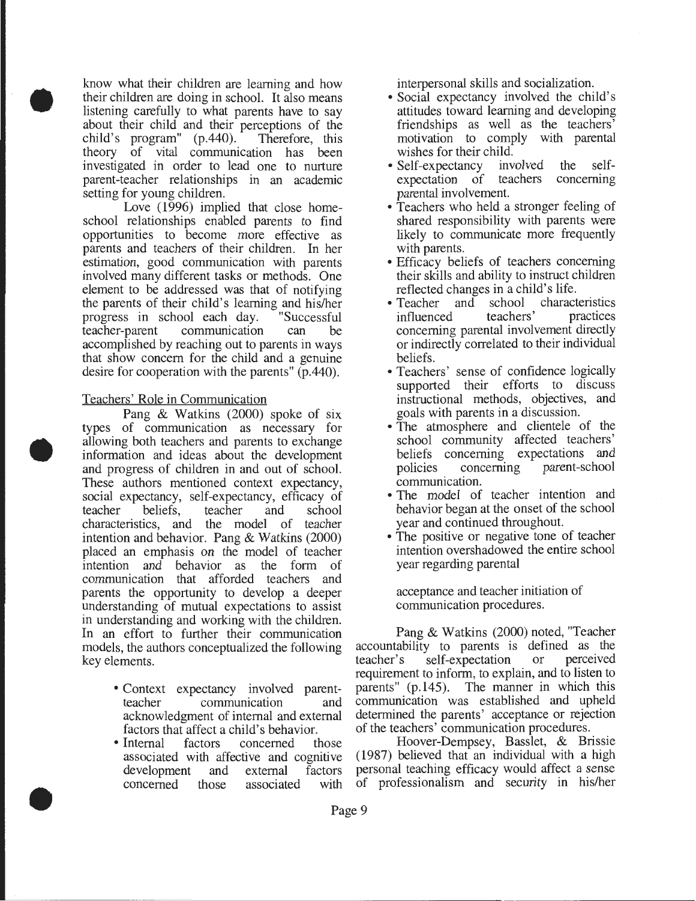know what their children are learning and how their children are doing in school. It also means listening carefully to what parents have to say about their child and their perceptions of the child's program" (p.440). Therefore, this theory of vital communication has been investigated in order to lead one to nurture parent-teacher relationships in an academic setting for young children.

Love (1996) implied that close home-school relationships enabled parents to find opportunities to become more effective as parents and teachers of their children. In her estimation, good communication with parents involved many different tasks or methods. One element to be addressed was that of notifying the parents of their child's learning and his/her progress in school each day. "Successful teacher-parent communication can be accomplished by reaching out to parents in ways that show concern for the child and a genuine desire for cooperation with the parents" (p.440).

Teachers' Role in Communication

Pang & Watkins (2000) spoke of six types of communication as necessary for allowing both teachers and parents to exchange information and ideas about the development and progress of children in and out of school. These authors mentioned context expectancy, social expectancy, self-expectancy, efficacy of teacher beliefs, teacher and school characteristics, and the model of teacher intention and behavior. Pang & Watkins (2000) placed an emphasis on the model of teacher intention and behavior as the form of communication that afforded teachers and parents the opportunity to develop a deeper understanding of mutual expectations to assist in understanding and working with the children. In an effort to further their communication models, the authors conceptualized the following key elements.

- Context expectancy involved parent-teacher communication and acknowledgment of internal and external factors that affect a child's behavior.
- Internal factors concerned those associated with affective and cognitive development and external factors concerned those associated with interpersonal skills and socialization.
- Social expectancy involved the child's attitudes toward learning and developing friendships as well as the teachers' motivation to comply with parental wishes for their child.
- Self-expectancy involved the self-expectation of teachers concerning parental involvement.
- Teachers who held a stronger feeling of shared responsibility with parents were likely to communicate more frequently with parents.
- Efficacy beliefs of teachers concerning their skills and ability to instruct children reflected changes in a child's life.
- Teacher and school characteristics influenced teachers' practices concerning parental involvement directly or indirectly correlated to their individual beliefs.
- Teachers' sense of confidence logically supported their efforts to discuss instructional methods, objectives, and goals with parents in a discussion.
- The atmosphere and clientele of the school community affected teachers' beliefs concerning expectations and policies concerning parent-school communication.
- The model of teacher intention and behavior began at the onset of the school year and continued throughout.
- The positive or negative tone of teacher intention overshadowed the entire school year regarding parental acceptance and teacher initiation of communication procedures.

Pang & Watkins (2000) noted, "Teacher accountability to parents is defined as the teacher's self-expectation or perceived requirement to inform, to explain, and to listen to parents" (p.145). The manner in which this communication was established and upheld determined the parents' acceptance or rejection of the teachers' communication procedures.

Hoover-Dempsey, Basslet, & Brissie (1987) believed that an individual with a high personal teaching efficacy would affect a sense of professionalism and security in his/her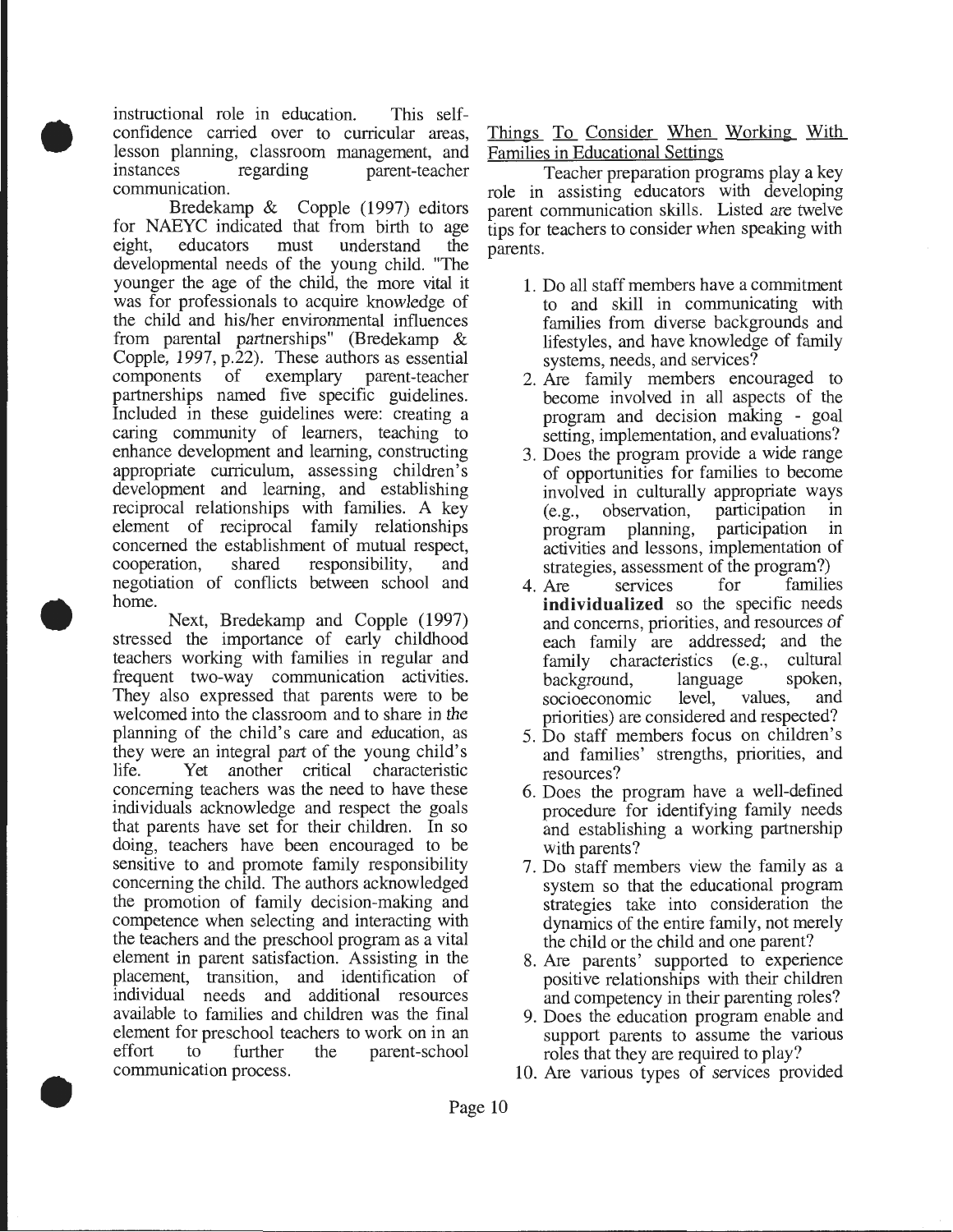instructional role in education. This self-confidence carried over to curricular areas, lesson planning, classroom management, and instances regarding parent-teacher communication.

Bredekamp & Copple (1997) editors for NAEYC indicated that from birth to age eight, educators must understand the developmental needs of the young child. "The younger the age of the child, the more vital it was for professionals to acquire knowledge of the child and his/her environmental influences from parental partnerships" (Bredekamp & Copple, 1997, p.22). These authors as essential components of exemplary parent-teacher partnerships named five specific guidelines. Included in these guidelines were: creating a caring community of learners, teaching to enhance development and learning, constructing appropriate curriculum, assessing children's development and learning, and establishing reciprocal relationships with families. A key element of reciprocal family relationships concerned the establishment of mutual respect, cooperation, shared responsibility, and negotiation of conflicts between school and home.

Next, Bredekamp and Copple (1997) stressed the importance of early childhood teachers working with families in regular and frequent two-way communication activities. They also expressed that parents were to be welcomed into the classroom and to share in the planning of the child's care and education, as they were an integral part of the young child's life. Yet another critical characteristic concerning teachers was the need to have these individuals acknowledge and respect the goals that parents have set for their children. In so doing, teachers have been encouraged to be sensitive to and promote family responsibility concerning the child. The authors acknowledged the promotion of family decision-making and competence when selecting and interacting with the teachers and the preschool program as a vital element in parent satisfaction. Assisting in the placement, transition, and identification of individual needs and additional resources available to families and children was the final element for preschool teachers to work on in an effort to further the parent-school communication process.

Things To Consider When Working With Families in Educational Settings

Teacher preparation programs play a key role in assisting educators with developing parent communication skills. Listed are twelve tips for teachers to consider when speaking with parents.

1. Do all staff members have a commitment to and skill in communicating with families from diverse backgrounds and lifestyles, and have knowledge of family systems, needs, and services?
2. Are family members encouraged to become involved in all aspects of the program and decision making - goal setting, implementation, and evaluations?
3. Does the program provide a wide range of opportunities for families to become involved in culturally appropriate ways (e.g., observation, participation in program planning, participation in activities and lessons, implementation of strategies, assessment of the program?)
4. Are services for families **individualized** so the specific needs and concerns, priorities, and resources of each family are addressed; and the family characteristics (e.g., cultural background, language spoken, socioeconomic level, values, and priorities) are considered and respected?
5. Do staff members focus on children's and families' strengths, priorities, and resources?
6. Does the program have a well-defined procedure for identifying family needs and establishing a working partnership with parents?
7. Do staff members view the family as a system so that the educational program strategies take into consideration the dynamics of the entire family, not merely the child or the child and one parent?
8. Are parents' supported to experience positive relationships with their children and competency in their parenting roles?
9. Does the education program enable and support parents to assume the various roles that they are required to play?
10. Are various types of services provided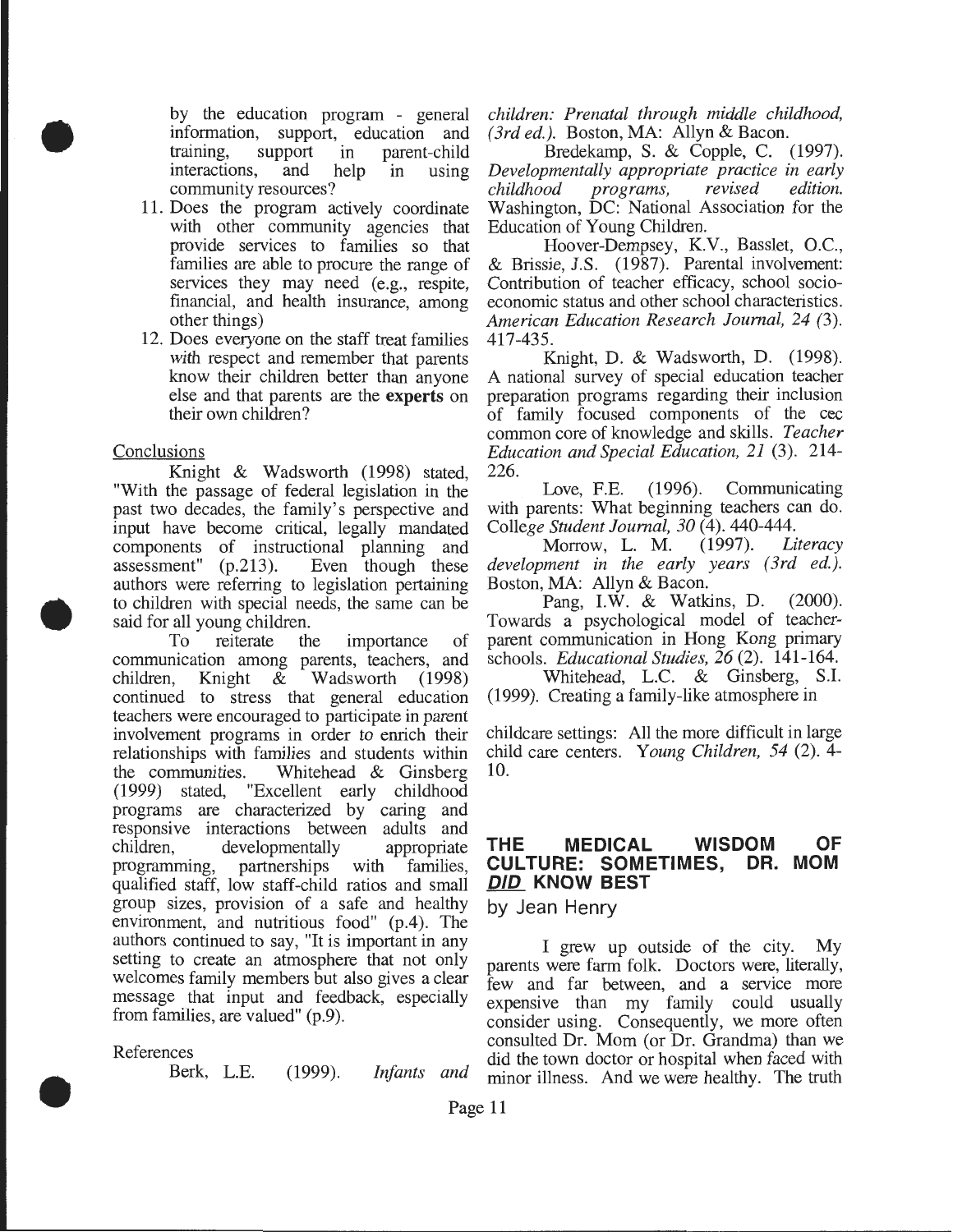by the education program - general information, support, education and training, support in parent-child interactions, and help in using community resources?

11. Does the program actively coordinate with other community agencies that provide services to families so that families are able to procure the range of services they may need (e.g., respite, financial, and health insurance, among other things)
12. Does everyone on the staff treat families with respect and remember that parents know their children better than anyone else and that parents are the **experts** on their own children?

Conclusions

Knight & Wadsworth (1998) stated, "With the passage of federal legislation in the past two decades, the family's perspective and input have become critical, legally mandated components of instructional planning and assessment" (p.213). Even though these authors were referring to legislation pertaining to children with special needs, the same can be said for all young children.

To reiterate the importance of communication among parents, teachers, and children, Knight & Wadsworth (1998) continued to stress that general education teachers were encouraged to participate in parent involvement programs in order to enrich their relationships with families and students within the communities. Whitehead & Ginsberg (1999) stated, "Excellent early childhood programs are characterized by caring and responsive interactions between adults and children, developmentally appropriate programming, partnerships with families, qualified staff, low staff-child ratios and small group sizes, provision of a safe and healthy environment, and nutritious food" (p.4). The authors continued to say, "It is important in any setting to create an atmosphere that not only welcomes family members but also gives a clear message that input and feedback, especially from families, are valued" (p.9).

References

Berk, L.E. (1999). *Infants and children: Prenatal through middle childhood, (3rd ed.).* Boston, MA: Allyn & Bacon.

Bredekamp, S. & Copple, C. (1997). *Developmentally appropriate practice in early childhood programs, revised edition.* Washington, DC: National Association for the Education of Young Children.

Hoover-Dempsey, K.V., Basslet, O.C., & Brissie, J.S. (1987). Parental involvement: Contribution of teacher efficacy, school socio-economic status and other school characteristics. *American Education Research Journal, 24* (3). 417-435.

Knight, D. & Wadsworth, D. (1998). A national survey of special education teacher preparation programs regarding their inclusion of family focused components of the cec common core of knowledge and skills. *Teacher Education and Special Education, 21* (3). 214-226.

Love, F.E. (1996). Communicating with parents: What beginning teachers can do. *College Student Journal, 30* (4). 440-444.

Morrow, L. M. (1997). *Literacy development in the early years (3rd ed.).* Boston, MA: Allyn & Bacon.

Pang, I.W. & Watkins, D. (2000). Towards a psychological model of teacher-parent communication in Hong Kong primary schools. *Educational Studies, 26* (2). 141-164.

Whitehead, L.C. & Ginsberg, S.I. (1999). Creating a family-like atmosphere in childcare settings: All the more difficult in large child care centers. *Young Children, 54* (2). 4-10.

## THE MEDICAL WISDOM OF CULTURE: SOMETIMES, DR. MOM ***DID*** KNOW BEST

by Jean Henry

I grew up outside of the city. My parents were farm folk. Doctors were, literally, few and far between, and a service more expensive than my family could usually consider using. Consequently, we more often consulted Dr. Mom (or Dr. Grandma) than we did the town doctor or hospital when faced with minor illness. And we were healthy. The truth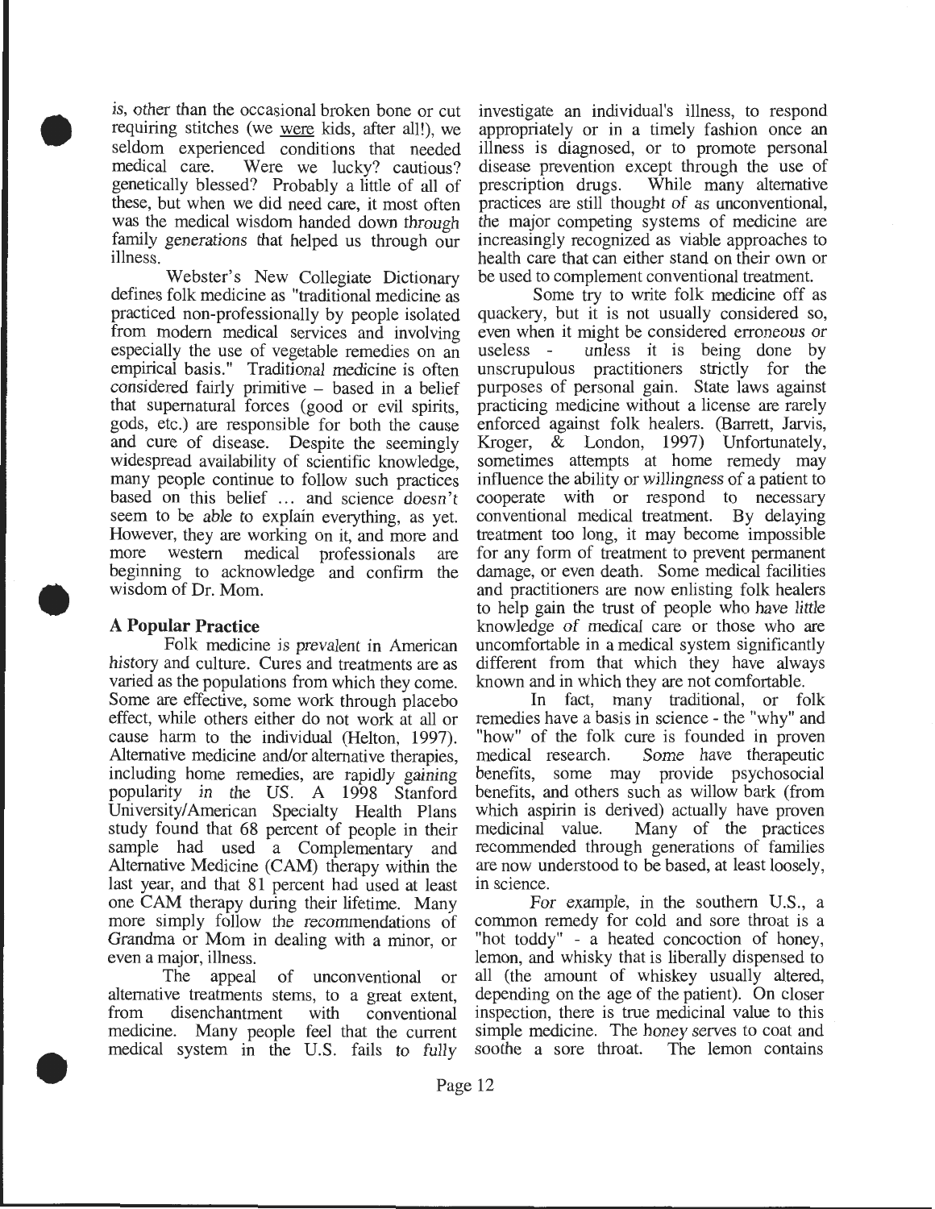is, other than the occasional broken bone or cut requiring stitches (we were kids, after all!), we seldom experienced conditions that needed medical care. Were we lucky? cautious? genetically blessed? Probably a little of all of these, but when we did need care, it most often was the medical wisdom handed down through family generations that helped us through our illness.

Webster's New Collegiate Dictionary defines folk medicine as "traditional medicine as practiced non-professionally by people isolated from modern medical services and involving especially the use of vegetable remedies on an empirical basis." Traditional medicine is often considered fairly primitive – based in a belief that supernatural forces (good or evil spirits, gods, etc.) are responsible for both the cause and cure of disease. Despite the seemingly widespread availability of scientific knowledge, many people continue to follow such practices based on this belief ... and science doesn't seem to be able to explain everything, as yet. However, they are working on it, and more and more western medical professionals are beginning to acknowledge and confirm the wisdom of Dr. Mom.

### A Popular Practice

Folk medicine is prevalent in American history and culture. Cures and treatments are as varied as the populations from which they come. Some are effective, some work through placebo effect, while others either do not work at all or cause harm to the individual (Helton, 1997). Alternative medicine and/or alternative therapies, including home remedies, are rapidly gaining popularity in the US. A 1998 Stanford University/American Specialty Health Plans study found that 68 percent of people in their sample had used a Complementary and Alternative Medicine (CAM) therapy within the last year, and that 81 percent had used at least one CAM therapy during their lifetime. Many more simply follow the recommendations of Grandma or Mom in dealing with a minor, or even a major, illness.

The appeal of unconventional or alternative treatments stems, to a great extent, from disenchantment with conventional medicine. Many people feel that the current medical system in the U.S. fails to fully investigate an individual's illness, to respond appropriately or in a timely fashion once an illness is diagnosed, or to promote personal disease prevention except through the use of prescription drugs. While many alternative practices are still thought of as unconventional, the major competing systems of medicine are increasingly recognized as viable approaches to health care that can either stand on their own or be used to complement conventional treatment.

Some try to write folk medicine off as quackery, but it is not usually considered so, even when it might be considered erroneous or useless - unless it is being done by unscrupulous practitioners strictly for the purposes of personal gain. State laws against practicing medicine without a license are rarely enforced against folk healers. (Barrett, Jarvis, Kroger, & London, 1997) Unfortunately, sometimes attempts at home remedy may influence the ability or willingness of a patient to cooperate with or respond to necessary conventional medical treatment. By delaying treatment too long, it may become impossible for any form of treatment to prevent permanent damage, or even death. Some medical facilities and practitioners are now enlisting folk healers to help gain the trust of people who have little knowledge of medical care or those who are uncomfortable in a medical system significantly different from that which they have always known and in which they are not comfortable.

In fact, many traditional, or folk remedies have a basis in science - the "why" and "how" of the folk cure is founded in proven medical research. Some have therapeutic benefits, some may provide psychosocial benefits, and others such as willow bark (from which aspirin is derived) actually have proven medicinal value. Many of the practices recommended through generations of families are now understood to be based, at least loosely, in science.

For example, in the southern U.S., a common remedy for cold and sore throat is a "hot toddy" - a heated concoction of honey, lemon, and whisky that is liberally dispensed to all (the amount of whiskey usually altered, depending on the age of the patient). On closer inspection, there is true medicinal value to this simple medicine. The honey serves to coat and soothe a sore throat. The lemon contains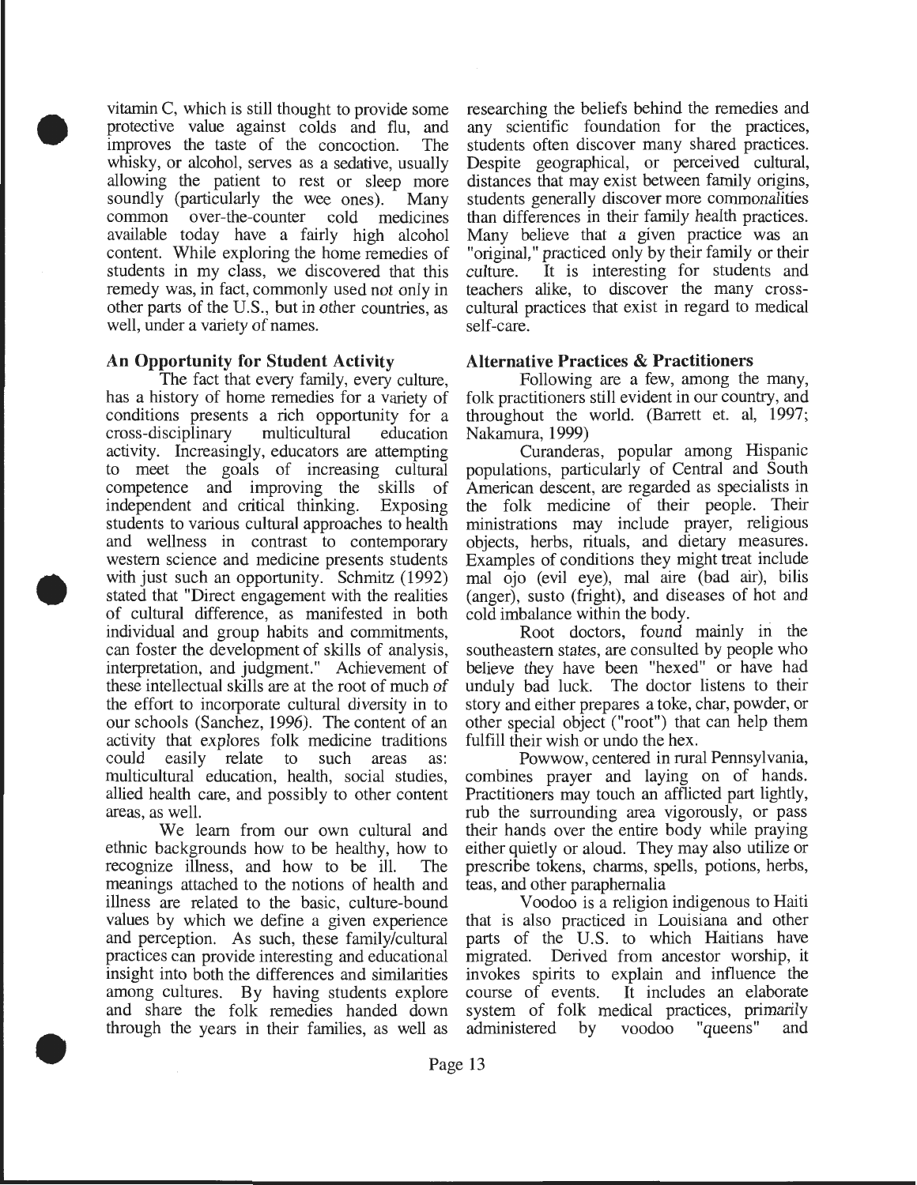vitamin C, which is still thought to provide some protective value against colds and flu, and improves the taste of the concoction. The whisky, or alcohol, serves as a sedative, usually allowing the patient to rest or sleep more soundly (particularly the wee ones). Many common over-the-counter cold medicines available today have a fairly high alcohol content. While exploring the home remedies of students in my class, we discovered that this remedy was, in fact, commonly used not only in other parts of the U.S., but in other countries, as well, under a variety of names.

### An Opportunity for Student Activity

The fact that every family, every culture, has a history of home remedies for a variety of conditions presents a rich opportunity for a cross-disciplinary multicultural education activity. Increasingly, educators are attempting to meet the goals of increasing cultural competence and improving the skills of independent and critical thinking. Exposing students to various cultural approaches to health and wellness in contrast to contemporary western science and medicine presents students with just such an opportunity. Schmitz (1992) stated that "Direct engagement with the realities of cultural difference, as manifested in both individual and group habits and commitments, can foster the development of skills of analysis, interpretation, and judgment." Achievement of these intellectual skills are at the root of much of the effort to incorporate cultural diversity in to our schools (Sanchez, 1996). The content of an activity that explores folk medicine traditions could easily relate to such areas as: multicultural education, health, social studies, allied health care, and possibly to other content areas, as well.

We learn from our own cultural and ethnic backgrounds how to be healthy, how to recognize illness, and how to be ill. The meanings attached to the notions of health and illness are related to the basic, culture-bound values by which we define a given experience and perception. As such, these family/cultural practices can provide interesting and educational insight into both the differences and similarities among cultures. By having students explore and share the folk remedies handed down through the years in their families, as well as researching the beliefs behind the remedies and any scientific foundation for the practices, students often discover many shared practices. Despite geographical, or perceived cultural, distances that may exist between family origins, students generally discover more commonalities than differences in their family health practices. Many believe that a given practice was an "original," practiced only by their family or their culture. It is interesting for students and teachers alike, to discover the many cross-cultural practices that exist in regard to medical self-care.

### Alternative Practices & Practitioners

Following are a few, among the many, folk practitioners still evident in our country, and throughout the world. (Barrett et. al, 1997; Nakamura, 1999)

Curanderas, popular among Hispanic populations, particularly of Central and South American descent, are regarded as specialists in the folk medicine of their people. Their ministrations may include prayer, religious objects, herbs, rituals, and dietary measures. Examples of conditions they might treat include mal ojo (evil eye), mal aire (bad air), bilis (anger), susto (fright), and diseases of hot and cold imbalance within the body.

Root doctors, found mainly in the southeastern states, are consulted by people who believe they have been "hexed" or have had unduly bad luck. The doctor listens to their story and either prepares a toke, char, powder, or other special object ("root") that can help them fulfill their wish or undo the hex.

Powwow, centered in rural Pennsylvania, combines prayer and laying on of hands. Practitioners may touch an afflicted part lightly, rub the surrounding area vigorously, or pass their hands over the entire body while praying either quietly or aloud. They may also utilize or prescribe tokens, charms, spells, potions, herbs, teas, and other paraphernalia

Voodoo is a religion indigenous to Haiti that is also practiced in Louisiana and other parts of the U.S. to which Haitians have migrated. Derived from ancestor worship, it invokes spirits to explain and influence the course of events. It includes an elaborate system of folk medical practices, primarily administered by voodoo "queens" and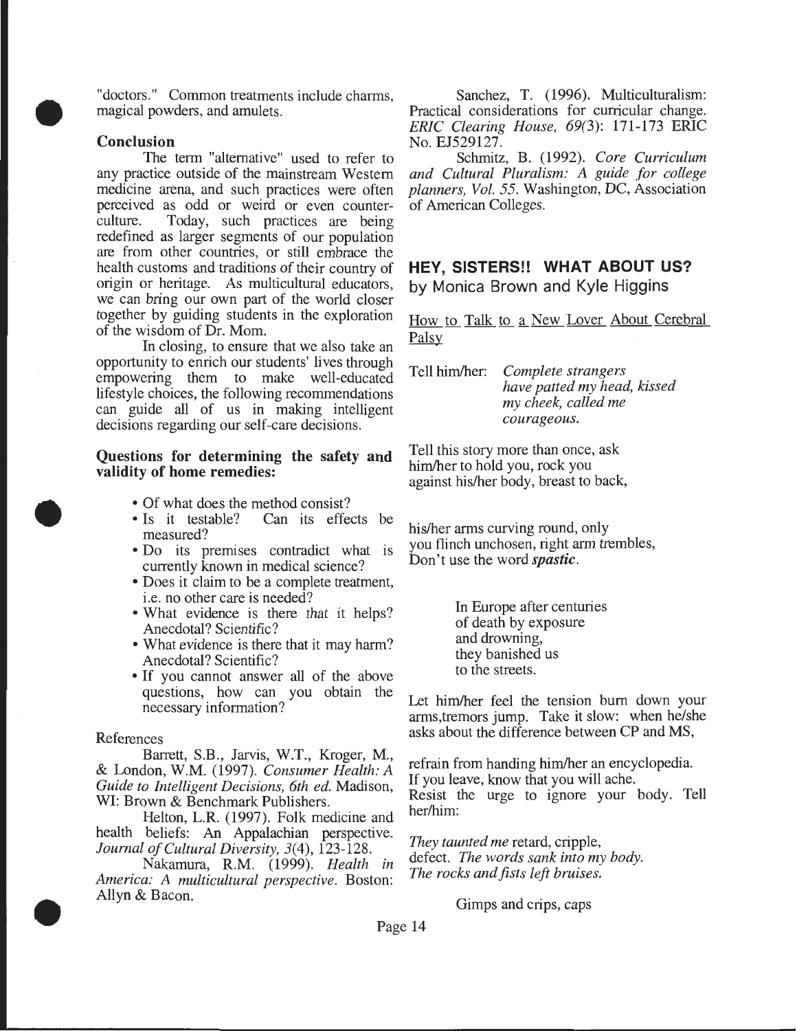"doctors." Common treatments include charms, magical powders, and amulets.

**Conclusion**

The term "alternative" used to refer to any practice outside of the mainstream Western medicine arena, and such practices were often perceived as odd or weird or even counter-culture. Today, such practices are being redefined as larger segments of our population are from other countries, or still embrace the health customs and traditions of their country of origin or heritage. As multicultural educators, we can bring our own part of the world closer together by guiding students in the exploration of the wisdom of Dr. Mom.

In closing, to ensure that we also take an opportunity to enrich our students' lives through empowering them to make well-educated lifestyle choices, the following recommendations can guide all of us in making intelligent decisions regarding our self-care decisions.

**Questions for determining the safety and validity of home remedies:**

- Of what does the method consist?
- Is it testable? Can its effects be measured?
- Do its premises contradict what is currently known in medical science?
- Does it claim to be a complete treatment, i.e. no other care is needed?
- What evidence is there that it helps? Anecdotal? Scientific?
- What evidence is there that it may harm? Anecdotal? Scientific?
- If you cannot answer all of the above questions, how can you obtain the necessary information?

References

Barrett, S.B., Jarvis, W.T., Kroger, M., & London, W.M. (1997). *Consumer Health: A Guide to Intelligent Decisions, 6th ed.* Madison, WI: Brown & Benchmark Publishers.

Helton, L.R. (1997). Folk medicine and health beliefs: An Appalachian perspective. *Journal of Cultural Diversity, 3*(4), 123-128.

Nakamura, R.M. (1999). *Health in America: A multicultural perspective.* Boston: Allyn & Bacon.

Sanchez, T. (1996). Multiculturalism: Practical considerations for curricular change. *ERIC Clearing House, 69*(3): 171-173 ERIC No. EJ529127.

Schmitz, B. (1992). *Core Curriculum and Cultural Pluralism: A guide for college planners, Vol. 55.* Washington, DC, Association of American Colleges.

## HEY, SISTERS!! WHAT ABOUT US?

by Monica Brown and Kyle Higgins

How to Talk to a New Lover About Cerebral Palsy

Tell him/her: *Complete strangers*
*have patted my head, kissed*
*my cheek, called me*
*courageous.*

Tell this story more than once, ask
him/her to hold you, rock you
against his/her body, breast to back,

his/her arms curving round, only
you flinch unchosen, right arm trembles,
Don't use the word ***spastic***.

In Europe after centuries
of death by exposure
and drowning,
they banished us
to the streets.

Let him/her feel the tension burn down your arms,tremors jump. Take it slow: when he/she asks about the difference between CP and MS,

refrain from handing him/her an encyclopedia.
If you leave, know that you will ache.
Resist the urge to ignore your body. Tell her/him:

*They taunted me* retard, cripple,
defect. *The words sank into my body.*
*The rocks and fists left bruises.*

Gimps and crips, caps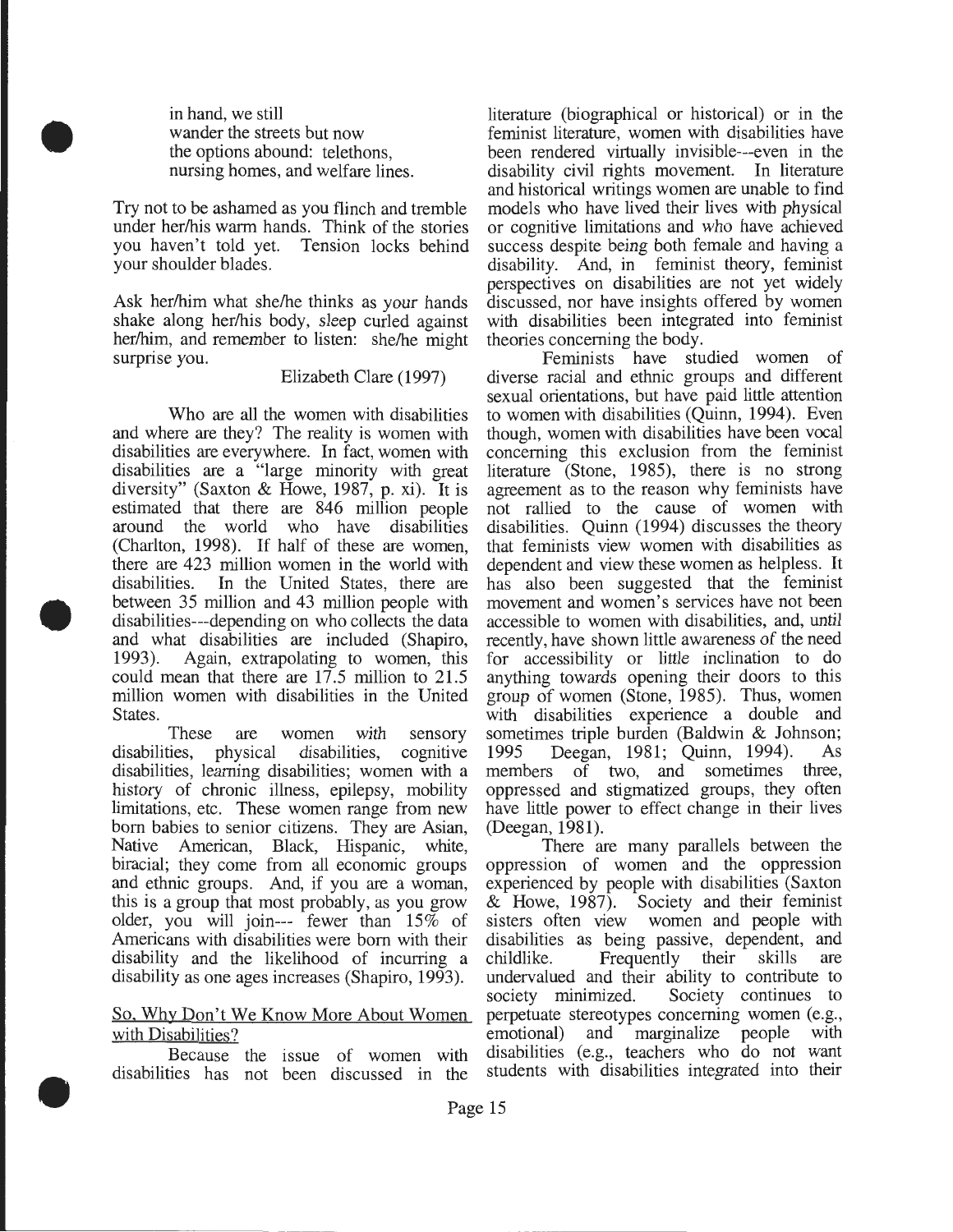in hand, we still  
wander the streets but now  
the options abound: telethons,  
nursing homes, and welfare lines.

Try not to be ashamed as you flinch and tremble under her/his warm hands. Think of the stories you haven't told yet. Tension locks behind your shoulder blades.

Ask her/him what she/he thinks as your hands shake along her/his body, sleep curled against her/him, and remember to listen: she/he might surprise you.

Elizabeth Clare (1997)

Who are all the women with disabilities and where are they? The reality is women with disabilities are everywhere. In fact, women with disabilities are a "large minority with great diversity" (Saxton & Howe, 1987, p. xi). It is estimated that there are 846 million people around the world who have disabilities (Charlton, 1998). If half of these are women, there are 423 million women in the world with disabilities. In the United States, there are between 35 million and 43 million people with disabilities---depending on who collects the data and what disabilities are included (Shapiro, 1993). Again, extrapolating to women, this could mean that there are 17.5 million to 21.5 million women with disabilities in the United States.

These are women with sensory disabilities, physical disabilities, cognitive disabilities, learning disabilities; women with a history of chronic illness, epilepsy, mobility limitations, etc. These women range from new born babies to senior citizens. They are Asian, Native American, Black, Hispanic, white, biracial; they come from all economic groups and ethnic groups. And, if you are a woman, this is a group that most probably, as you grow older, you will join--- fewer than 15% of Americans with disabilities were born with their disability and the likelihood of incurring a disability as one ages increases (Shapiro, 1993).

<u>So, Why Don't We Know More About Women with Disabilities?</u>

Because the issue of women with disabilities has not been discussed in the literature (biographical or historical) or in the feminist literature, women with disabilities have been rendered virtually invisible---even in the disability civil rights movement. In literature and historical writings women are unable to find models who have lived their lives with physical or cognitive limitations and who have achieved success despite being both female and having a disability. And, in feminist theory, feminist perspectives on disabilities are not yet widely discussed, nor have insights offered by women with disabilities been integrated into feminist theories concerning the body.

Feminists have studied women of diverse racial and ethnic groups and different sexual orientations, but have paid little attention to women with disabilities (Quinn, 1994). Even though, women with disabilities have been vocal concerning this exclusion from the feminist literature (Stone, 1985), there is no strong agreement as to the reason why feminists have not rallied to the cause of women with disabilities. Quinn (1994) discusses the theory that feminists view women with disabilities as dependent and view these women as helpless. It has also been suggested that the feminist movement and women's services have not been accessible to women with disabilities, and, until recently, have shown little awareness of the need for accessibility or little inclination to do anything towards opening their doors to this group of women (Stone, 1985). Thus, women with disabilities experience a double and sometimes triple burden (Baldwin & Johnson; 1995 Deegan, 1981; Quinn, 1994). As members of two, and sometimes three, oppressed and stigmatized groups, they often have little power to effect change in their lives (Deegan, 1981).

There are many parallels between the oppression of women and the oppression experienced by people with disabilities (Saxton & Howe, 1987). Society and their feminist sisters often view women and people with disabilities as being passive, dependent, and childlike. Frequently their skills are undervalued and their ability to contribute to society minimized. Society continues to perpetuate stereotypes concerning women (e.g., emotional) and marginalize people with disabilities (e.g., teachers who do not want students with disabilities integrated into their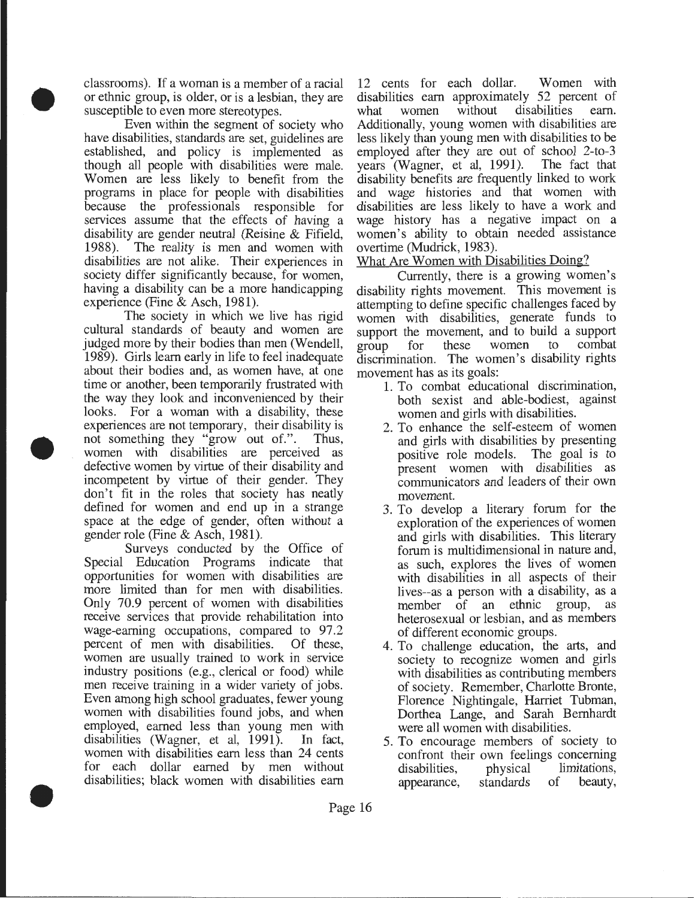classrooms). If a woman is a member of a racial or ethnic group, is older, or is a lesbian, they are susceptible to even more stereotypes.

Even within the segment of society who have disabilities, standards are set, guidelines are established, and policy is implemented as though all people with disabilities were male. Women are less likely to benefit from the programs in place for people with disabilities because the professionals responsible for services assume that the effects of having a disability are gender neutral (Reisine & Fifield, 1988). The reality is men and women with disabilities are not alike. Their experiences in society differ significantly because, for women, having a disability can be a more handicapping experience (Fine & Asch, 1981).

The society in which we live has rigid cultural standards of beauty and women are judged more by their bodies than men (Wendell, 1989). Girls learn early in life to feel inadequate about their bodies and, as women have, at one time or another, been temporarily frustrated with the way they look and inconvenienced by their looks. For a woman with a disability, these experiences are not temporary, their disability is not something they "grow out of.". Thus, women with disabilities are perceived as defective women by virtue of their disability and incompetent by virtue of their gender. They don't fit in the roles that society has neatly defined for women and end up in a strange space at the edge of gender, often without a gender role (Fine & Asch, 1981).

Surveys conducted by the Office of Special Education Programs indicate that opportunities for women with disabilities are more limited than for men with disabilities. Only 70.9 percent of women with disabilities receive services that provide rehabilitation into wage-earning occupations, compared to 97.2 percent of men with disabilities. Of these, women are usually trained to work in service industry positions (e.g., clerical or food) while men receive training in a wider variety of jobs. Even among high school graduates, fewer young women with disabilities found jobs, and when employed, earned less than young men with disabilities (Wagner, et al, 1991). In fact, women with disabilities earn less than 24 cents for each dollar earned by men without disabilities; black women with disabilities earn 12 cents for each dollar. Women with disabilities earn approximately 52 percent of what women without disabilities earn. Additionally, young women with disabilities are less likely than young men with disabilities to be employed after they are out of school 2-to-3 years (Wagner, et al, 1991). The fact that disability benefits are frequently linked to work and wage histories and that women with disabilities are less likely to have a work and wage history has a negative impact on a women's ability to obtain needed assistance overtime (Mudrick, 1983).

What Are Women with Disabilities Doing?

Currently, there is a growing women's disability rights movement. This movement is attempting to define specific challenges faced by women with disabilities, generate funds to support the movement, and to build a support group for these women to combat discrimination. The women's disability rights movement has as its goals:

1. To combat educational discrimination, both sexist and able-bodiest, against women and girls with disabilities.
2. To enhance the self-esteem of women and girls with disabilities by presenting positive role models. The goal is to present women with disabilities as communicators and leaders of their own movement.
3. To develop a literary forum for the exploration of the experiences of women and girls with disabilities. This literary forum is multidimensional in nature and, as such, explores the lives of women with disabilities in all aspects of their lives--as a person with a disability, as a member of an ethnic group, as heterosexual or lesbian, and as members of different economic groups.
4. To challenge education, the arts, and society to recognize women and girls with disabilities as contributing members of society. Remember, Charlotte Bronte, Florence Nightingale, Harriet Tubman, Dorthea Lange, and Sarah Bernhardt were all women with disabilities.
5. To encourage members of society to confront their own feelings concerning disabilities, physical limitations, appearance, standards of beauty,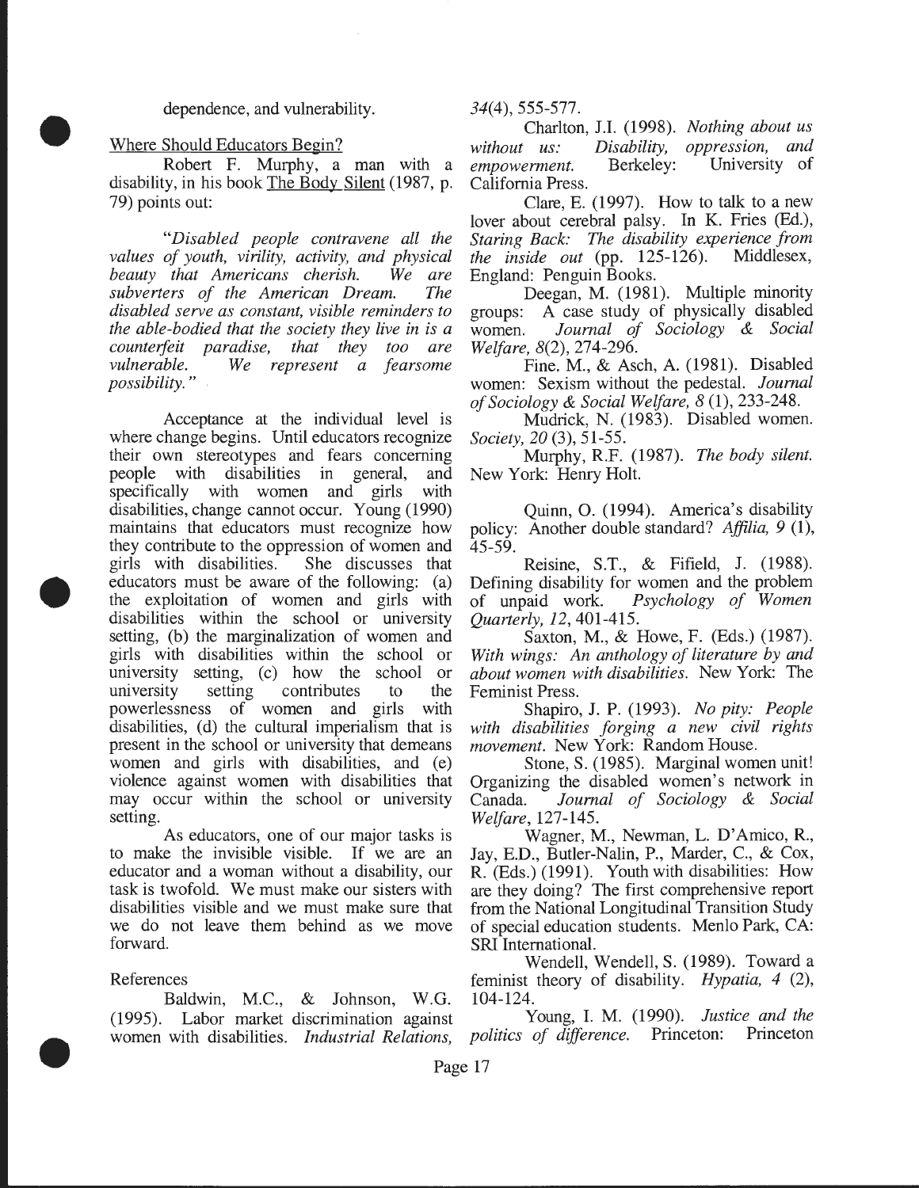dependence, and vulnerability.

Where Should Educators Begin?

Robert F. Murphy, a man with a disability, in his book The Body Silent (1987, p. 79) points out:

*"Disabled people contravene all the values of youth, virility, activity, and physical beauty that Americans cherish. We are subverters of the American Dream. The disabled serve as constant, visible reminders to the able-bodied that the society they live in is a counterfeit paradise, that they too are vulnerable. We represent a fearsome possibility."*

Acceptance at the individual level is where change begins. Until educators recognize their own stereotypes and fears concerning people with disabilities in general, and specifically with women and girls with disabilities, change cannot occur. Young (1990) maintains that educators must recognize how they contribute to the oppression of women and girls with disabilities. She discusses that educators must be aware of the following: (a) the exploitation of women and girls with disabilities within the school or university setting, (b) the marginalization of women and girls with disabilities within the school or university setting, (c) how the school or university setting contributes to the powerlessness of women and girls with disabilities, (d) the cultural imperialism that is present in the school or university that demeans women and girls with disabilities, and (e) violence against women with disabilities that may occur within the school or university setting.

As educators, one of our major tasks is to make the invisible visible. If we are an educator and a woman without a disability, our task is twofold. We must make our sisters with disabilities visible and we must make sure that we do not leave them behind as we move forward.

References

Baldwin, M.C., & Johnson, W.G. (1995). Labor market discrimination against women with disabilities. *Industrial Relations, 34*(4), 555-577.

Charlton, J.I. (1998). *Nothing about us without us: Disability, oppression, and empowerment.* Berkeley: University of California Press.

Clare, E. (1997). How to talk to a new lover about cerebral palsy. In K. Fries (Ed.), *Staring Back: The disability experience from the inside out* (pp. 125-126). Middlesex, England: Penguin Books.

Deegan, M. (1981). Multiple minority groups: A case study of physically disabled women. *Journal of Sociology & Social Welfare, 8*(2), 274-296.

Fine. M., & Asch, A. (1981). Disabled women: Sexism without the pedestal. *Journal of Sociology & Social Welfare, 8* (1), 233-248.

Mudrick, N. (1983). Disabled women. *Society, 20* (3), 51-55.

Murphy, R.F. (1987). *The body silent.* New York: Henry Holt.

Quinn, O. (1994). America's disability policy: Another double standard? *Affilia, 9* (1), 45-59.

Reisine, S.T., & Fifield, J. (1988). Defining disability for women and the problem of unpaid work. *Psychology of Women Quarterly, 12*, 401-415.

Saxton, M., & Howe, F. (Eds.) (1987). *With wings: An anthology of literature by and about women with disabilities.* New York: The Feminist Press.

Shapiro, J. P. (1993). *No pity: People with disabilities forging a new civil rights movement.* New York: Random House.

Stone, S. (1985). Marginal women unit! Organizing the disabled women's network in Canada. *Journal of Sociology & Social Welfare*, 127-145.

Wagner, M., Newman, L. D'Amico, R., Jay, E.D., Butler-Nalin, P., Marder, C., & Cox, R. (Eds.) (1991). Youth with disabilities: How are they doing? The first comprehensive report from the National Longitudinal Transition Study of special education students. Menlo Park, CA: SRI International.

Wendell, Wendell, S. (1989). Toward a feminist theory of disability. *Hypatia, 4* (2), 104-124.

Young, I. M. (1990). *Justice and the politics of difference.* Princeton: Princeton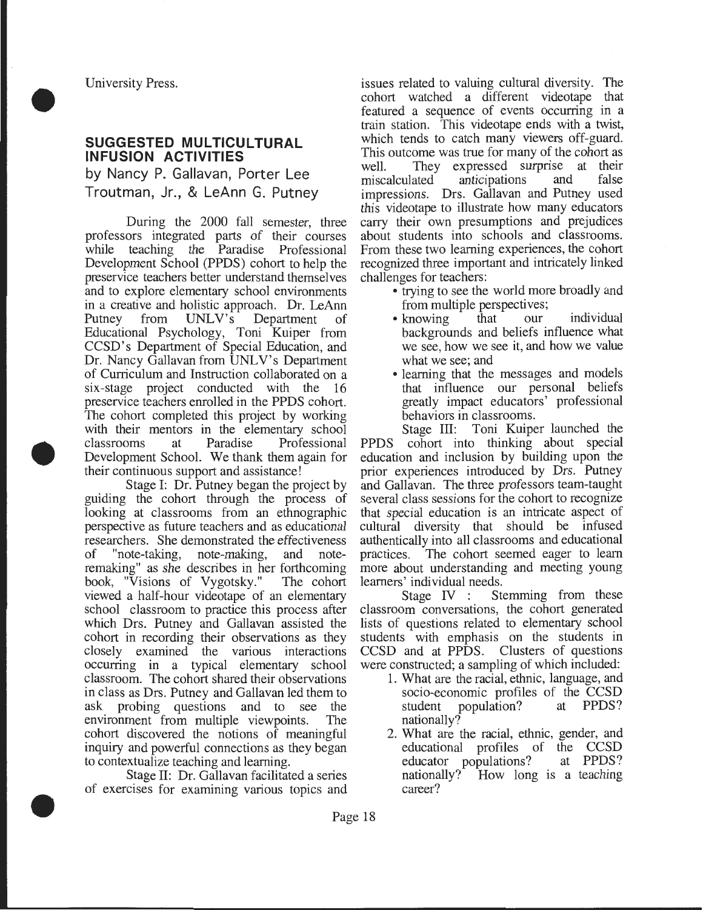University Press.

## SUGGESTED MULTICULTURAL INFUSION ACTIVITIES

by Nancy P. Gallavan, Porter Lee Troutman, Jr., & LeAnn G. Putney

During the 2000 fall semester, three professors integrated parts of their courses while teaching the Paradise Professional Development School (PPDS) cohort to help the preservice teachers better understand themselves and to explore elementary school environments in a creative and holistic approach. Dr. LeAnn Putney from UNLV's Department of Educational Psychology, Toni Kuiper from CCSD's Department of Special Education, and Dr. Nancy Gallavan from UNLV's Department of Curriculum and Instruction collaborated on a six-stage project conducted with the 16 preservice teachers enrolled in the PPDS cohort. The cohort completed this project by working with their mentors in the elementary school classrooms at Paradise Professional Development School. We thank them again for their continuous support and assistance!

Stage I: Dr. Putney began the project by guiding the cohort through the process of looking at classrooms from an ethnographic perspective as future teachers and as educational researchers. She demonstrated the effectiveness of "note-taking, note-making, and note-remaking" as she describes in her forthcoming book, "Visions of Vygotsky." The cohort viewed a half-hour videotape of an elementary school classroom to practice this process after which Drs. Putney and Gallavan assisted the cohort in recording their observations as they closely examined the various interactions occurring in a typical elementary school classroom. The cohort shared their observations in class as Drs. Putney and Gallavan led them to ask probing questions and to see the environment from multiple viewpoints. The cohort discovered the notions of meaningful inquiry and powerful connections as they began to contextualize teaching and learning.

Stage II: Dr. Gallavan facilitated a series of exercises for examining various topics and issues related to valuing cultural diversity. The cohort watched a different videotape that featured a sequence of events occurring in a train station. This videotape ends with a twist, which tends to catch many viewers off-guard. This outcome was true for many of the cohort as well. They expressed surprise at their miscalculated anticipations and false impressions. Drs. Gallavan and Putney used this videotape to illustrate how many educators carry their own presumptions and prejudices about students into schools and classrooms. From these two learning experiences, the cohort recognized three important and intricately linked challenges for teachers:

- trying to see the world more broadly and from multiple perspectives;
- knowing that our individual backgrounds and beliefs influence what we see, how we see it, and how we value what we see; and
- learning that the messages and models that influence our personal beliefs greatly impact educators' professional behaviors in classrooms.

Stage III: Toni Kuiper launched the PPDS cohort into thinking about special education and inclusion by building upon the prior experiences introduced by Drs. Putney and Gallavan. The three professors team-taught several class sessions for the cohort to recognize that special education is an intricate aspect of cultural diversity that should be infused authentically into all classrooms and educational practices. The cohort seemed eager to learn more about understanding and meeting young learners' individual needs.

Stage IV : Stemming from these classroom conversations, the cohort generated lists of questions related to elementary school students with emphasis on the students in CCSD and at PPDS. Clusters of questions were constructed; a sampling of which included:

1. What are the racial, ethnic, language, and socio-economic profiles of the CCSD student population? at PPDS? nationally?
2. What are the racial, ethnic, gender, and educational profiles of the CCSD educator populations? at PPDS? nationally? How long is a teaching career?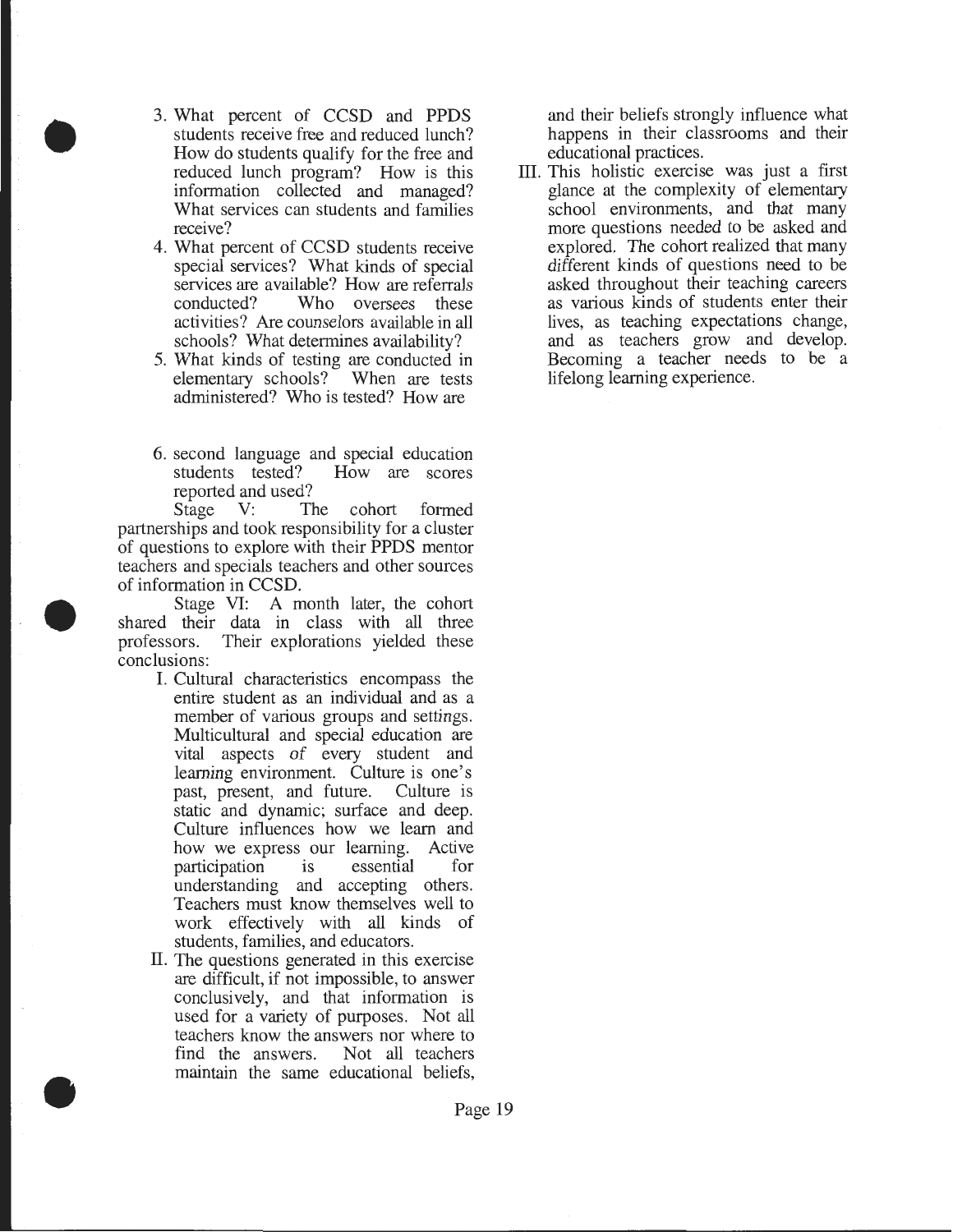3. What percent of CCSD and PPDS students receive free and reduced lunch? How do students qualify for the free and reduced lunch program? How is this information collected and managed? What services can students and families receive?
4. What percent of CCSD students receive special services? What kinds of special services are available? How are referrals conducted? Who oversees these activities? Are counselors available in all schools? What determines availability?
5. What kinds of testing are conducted in elementary schools? When are tests administered? Who is tested? How are
6. second language and special education students tested? How are scores reported and used?

Stage V: The cohort formed partnerships and took responsibility for a cluster of questions to explore with their PPDS mentor teachers and specials teachers and other sources of information in CCSD.

Stage VI: A month later, the cohort shared their data in class with all three professors. Their explorations yielded these conclusions:

I. Cultural characteristics encompass the entire student as an individual and as a member of various groups and settings. Multicultural and special education are vital aspects of every student and learning environment. Culture is one's past, present, and future. Culture is static and dynamic; surface and deep. Culture influences how we learn and how we express our learning. Active participation is essential for understanding and accepting others. Teachers must know themselves well to work effectively with all kinds of students, families, and educators.

II. The questions generated in this exercise are difficult, if not impossible, to answer conclusively, and that information is used for a variety of purposes. Not all teachers know the answers nor where to find the answers. Not all teachers maintain the same educational beliefs, and their beliefs strongly influence what happens in their classrooms and their educational practices.

III. This holistic exercise was just a first glance at the complexity of elementary school environments, and that many more questions needed to be asked and explored. The cohort realized that many different kinds of questions need to be asked throughout their teaching careers as various kinds of students enter their lives, as teaching expectations change, and as teachers grow and develop. Becoming a teacher needs to be a lifelong learning experience.